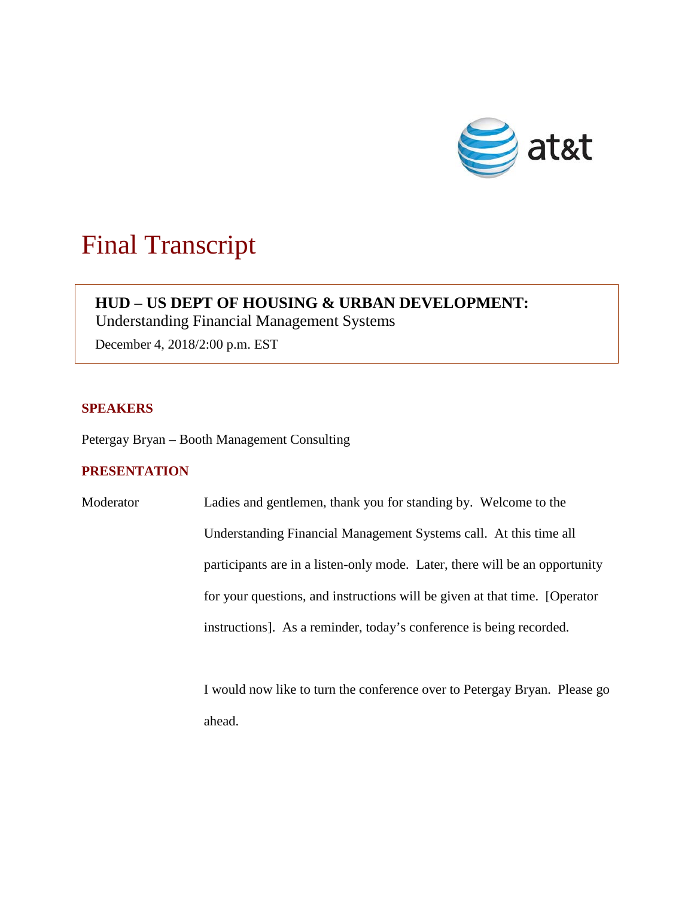# Final Transcript

**HUD – US DEPT OF HOUSING & URBAN DEVELOPMENT:**
Understanding Financial Management Systems

December 4, 2018/2:00 p.m. EST

## SPEAKERS

Petergay Bryan – Booth Management Consulting

## PRESENTATION

Moderator: Ladies and gentlemen, thank you for standing by. Welcome to the Understanding Financial Management Systems call. At this time all participants are in a listen-only mode. Later, there will be an opportunity for your questions, and instructions will be given at that time. [Operator instructions]. As a reminder, today's conference is being recorded.

I would now like to turn the conference over to Petergay Bryan. Please go ahead.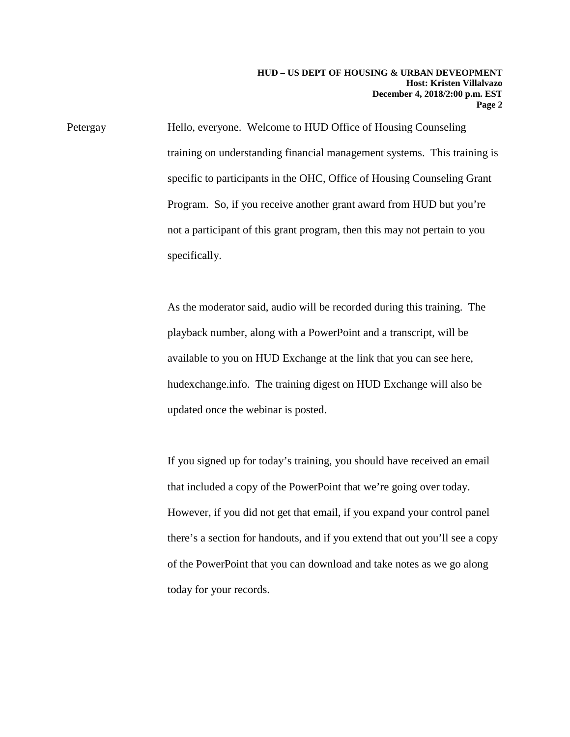Petergay Hello, everyone. Welcome to HUD Office of Housing Counseling training on understanding financial management systems. This training is specific to participants in the OHC, Office of Housing Counseling Grant Program. So, if you receive another grant award from HUD but you're not a participant of this grant program, then this may not pertain to you specifically.

As the moderator said, audio will be recorded during this training. The playback number, along with a PowerPoint and a transcript, will be available to you on HUD Exchange at the link that you can see here, hudexchange.info. The training digest on HUD Exchange will also be updated once the webinar is posted.

If you signed up for today's training, you should have received an email that included a copy of the PowerPoint that we're going over today. However, if you did not get that email, if you expand your control panel there's a section for handouts, and if you extend that out you'll see a copy of the PowerPoint that you can download and take notes as we go along today for your records.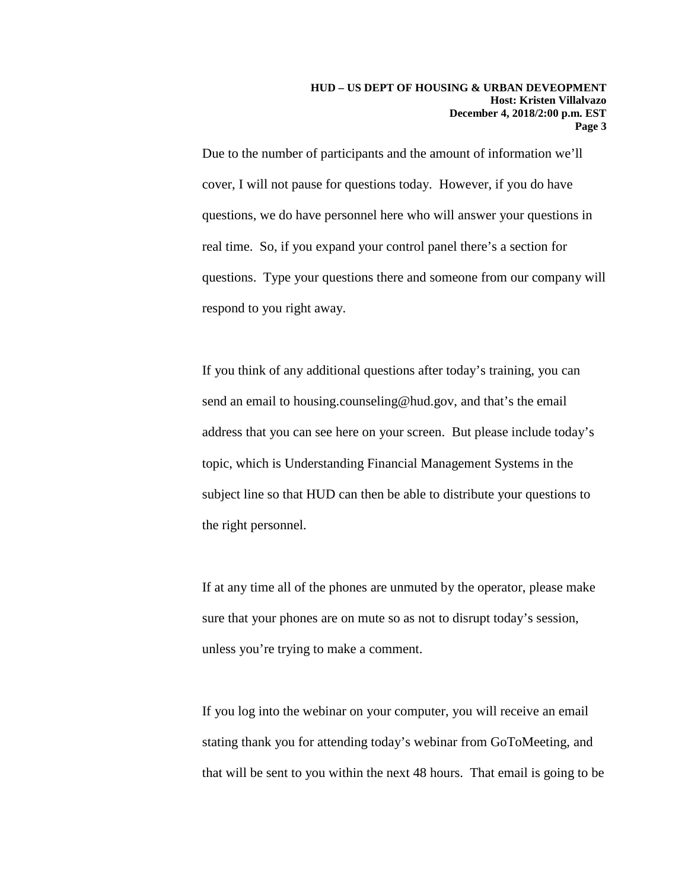Due to the number of participants and the amount of information we'll cover, I will not pause for questions today. However, if you do have questions, we do have personnel here who will answer your questions in real time. So, if you expand your control panel there's a section for questions. Type your questions there and someone from our company will respond to you right away.

If you think of any additional questions after today's training, you can send an email to housing.counseling@hud.gov, and that's the email address that you can see here on your screen. But please include today's topic, which is Understanding Financial Management Systems in the subject line so that HUD can then be able to distribute your questions to the right personnel.

If at any time all of the phones are unmuted by the operator, please make sure that your phones are on mute so as not to disrupt today's session, unless you're trying to make a comment.

If you log into the webinar on your computer, you will receive an email stating thank you for attending today's webinar from GoToMeeting, and that will be sent to you within the next 48 hours. That email is going to be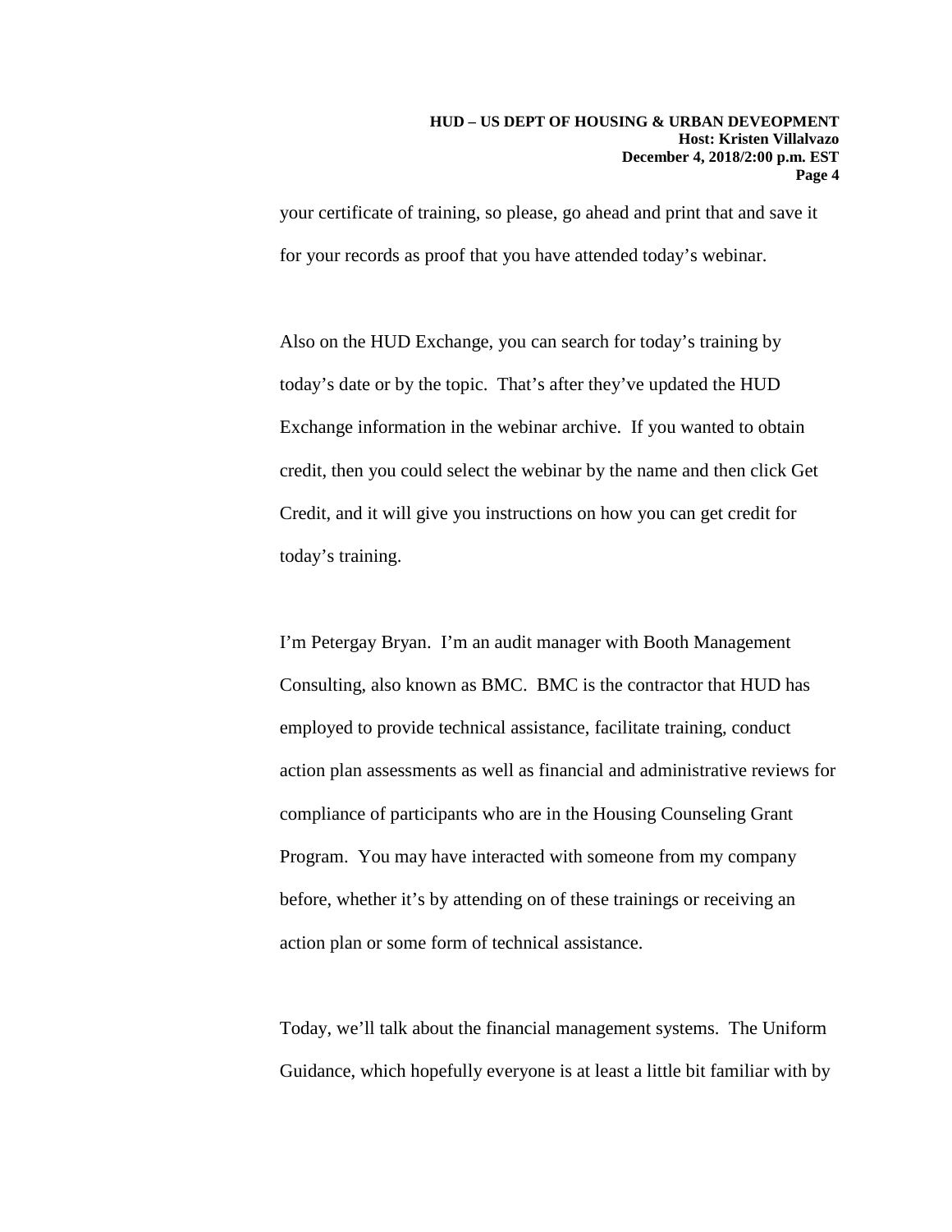your certificate of training, so please, go ahead and print that and save it for your records as proof that you have attended today's webinar.

Also on the HUD Exchange, you can search for today's training by today's date or by the topic. That's after they've updated the HUD Exchange information in the webinar archive. If you wanted to obtain credit, then you could select the webinar by the name and then click Get Credit, and it will give you instructions on how you can get credit for today's training.

I'm Petergay Bryan. I'm an audit manager with Booth Management Consulting, also known as BMC. BMC is the contractor that HUD has employed to provide technical assistance, facilitate training, conduct action plan assessments as well as financial and administrative reviews for compliance of participants who are in the Housing Counseling Grant Program. You may have interacted with someone from my company before, whether it's by attending on of these trainings or receiving an action plan or some form of technical assistance.

Today, we'll talk about the financial management systems. The Uniform Guidance, which hopefully everyone is at least a little bit familiar with by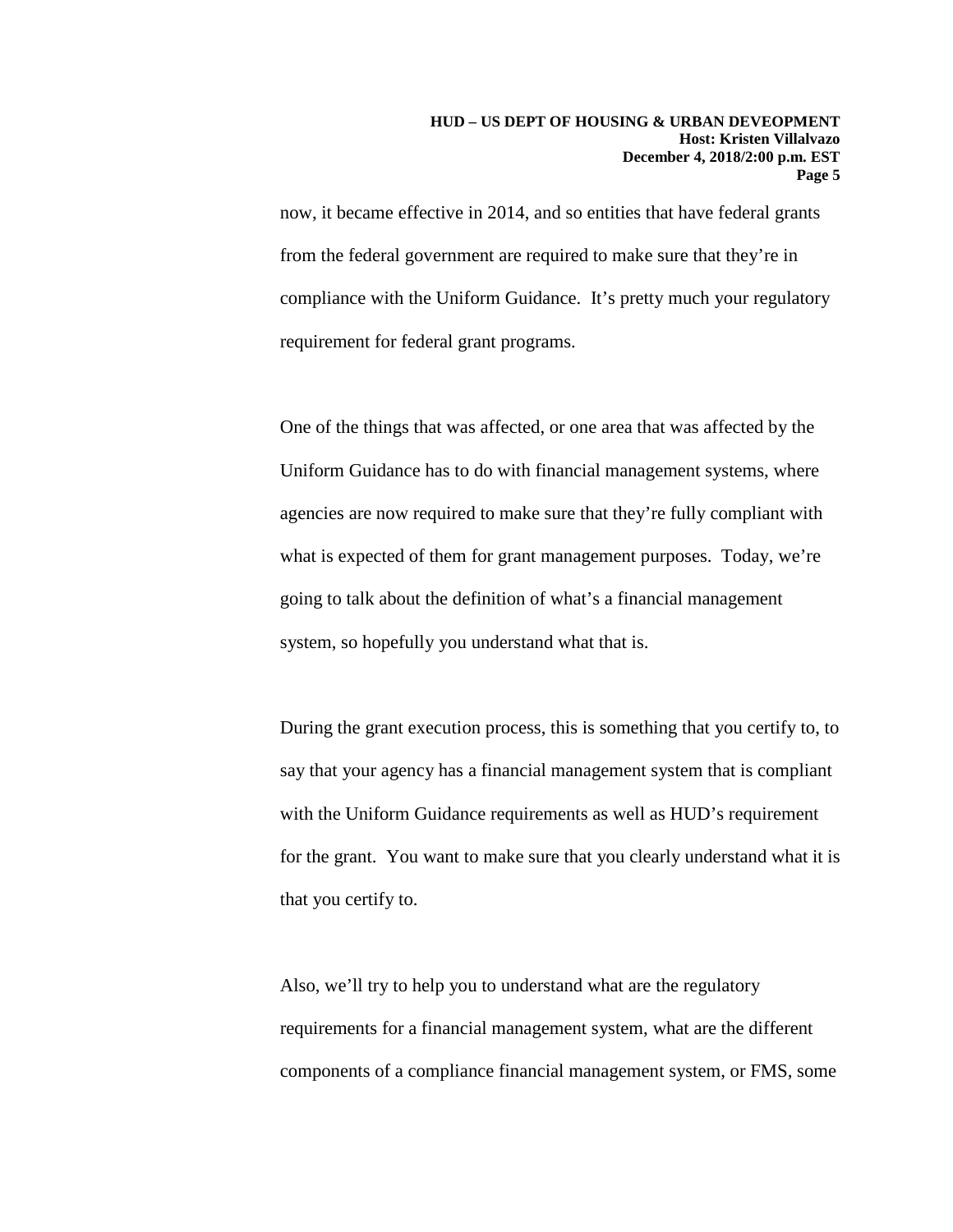now, it became effective in 2014, and so entities that have federal grants from the federal government are required to make sure that they're in compliance with the Uniform Guidance. It's pretty much your regulatory requirement for federal grant programs.

One of the things that was affected, or one area that was affected by the Uniform Guidance has to do with financial management systems, where agencies are now required to make sure that they're fully compliant with what is expected of them for grant management purposes. Today, we're going to talk about the definition of what's a financial management system, so hopefully you understand what that is.

During the grant execution process, this is something that you certify to, to say that your agency has a financial management system that is compliant with the Uniform Guidance requirements as well as HUD's requirement for the grant. You want to make sure that you clearly understand what it is that you certify to.

Also, we'll try to help you to understand what are the regulatory requirements for a financial management system, what are the different components of a compliance financial management system, or FMS, some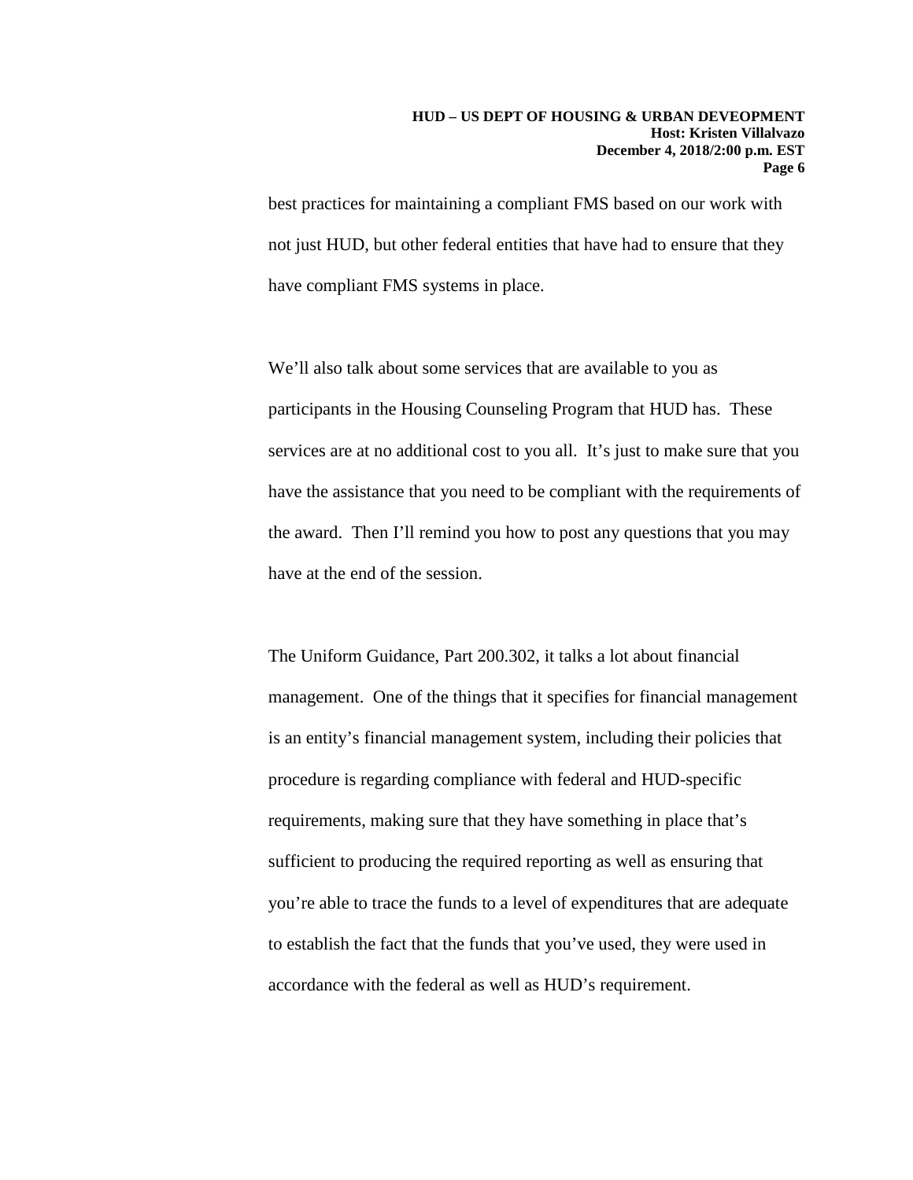best practices for maintaining a compliant FMS based on our work with not just HUD, but other federal entities that have had to ensure that they have compliant FMS systems in place.

We'll also talk about some services that are available to you as participants in the Housing Counseling Program that HUD has. These services are at no additional cost to you all. It's just to make sure that you have the assistance that you need to be compliant with the requirements of the award. Then I'll remind you how to post any questions that you may have at the end of the session.

The Uniform Guidance, Part 200.302, it talks a lot about financial management. One of the things that it specifies for financial management is an entity's financial management system, including their policies that procedure is regarding compliance with federal and HUD-specific requirements, making sure that they have something in place that's sufficient to producing the required reporting as well as ensuring that you're able to trace the funds to a level of expenditures that are adequate to establish the fact that the funds that you've used, they were used in accordance with the federal as well as HUD's requirement.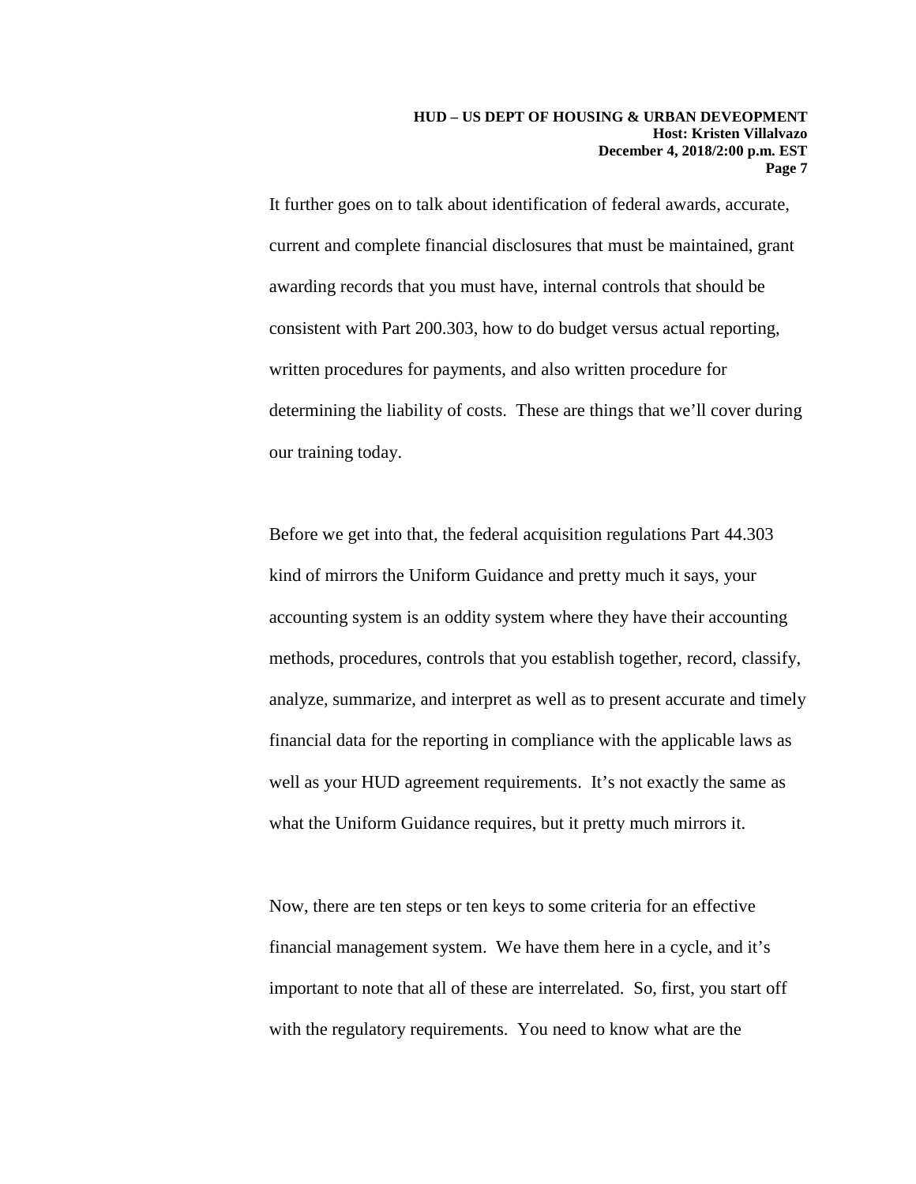It further goes on to talk about identification of federal awards, accurate, current and complete financial disclosures that must be maintained, grant awarding records that you must have, internal controls that should be consistent with Part 200.303, how to do budget versus actual reporting, written procedures for payments, and also written procedure for determining the liability of costs. These are things that we'll cover during our training today.

Before we get into that, the federal acquisition regulations Part 44.303 kind of mirrors the Uniform Guidance and pretty much it says, your accounting system is an oddity system where they have their accounting methods, procedures, controls that you establish together, record, classify, analyze, summarize, and interpret as well as to present accurate and timely financial data for the reporting in compliance with the applicable laws as well as your HUD agreement requirements. It's not exactly the same as what the Uniform Guidance requires, but it pretty much mirrors it.

Now, there are ten steps or ten keys to some criteria for an effective financial management system. We have them here in a cycle, and it's important to note that all of these are interrelated. So, first, you start off with the regulatory requirements. You need to know what are the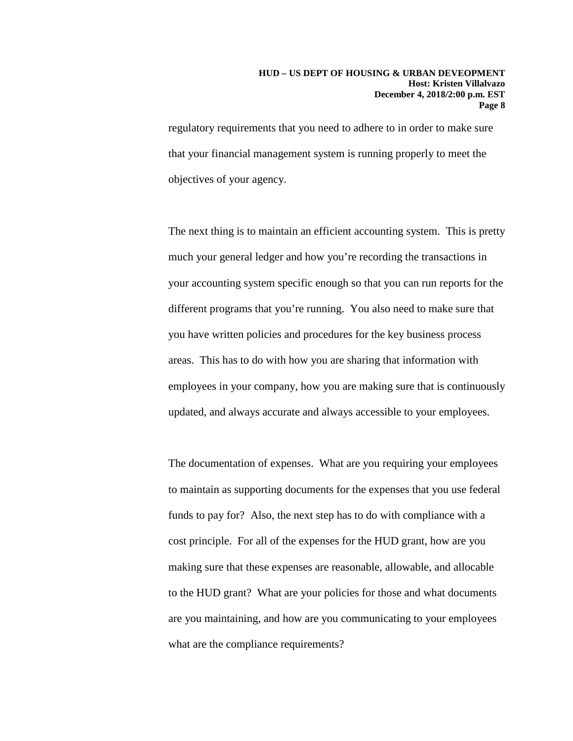regulatory requirements that you need to adhere to in order to make sure that your financial management system is running properly to meet the objectives of your agency.

The next thing is to maintain an efficient accounting system. This is pretty much your general ledger and how you're recording the transactions in your accounting system specific enough so that you can run reports for the different programs that you're running. You also need to make sure that you have written policies and procedures for the key business process areas. This has to do with how you are sharing that information with employees in your company, how you are making sure that is continuously updated, and always accurate and always accessible to your employees.

The documentation of expenses. What are you requiring your employees to maintain as supporting documents for the expenses that you use federal funds to pay for? Also, the next step has to do with compliance with a cost principle. For all of the expenses for the HUD grant, how are you making sure that these expenses are reasonable, allowable, and allocable to the HUD grant? What are your policies for those and what documents are you maintaining, and how are you communicating to your employees what are the compliance requirements?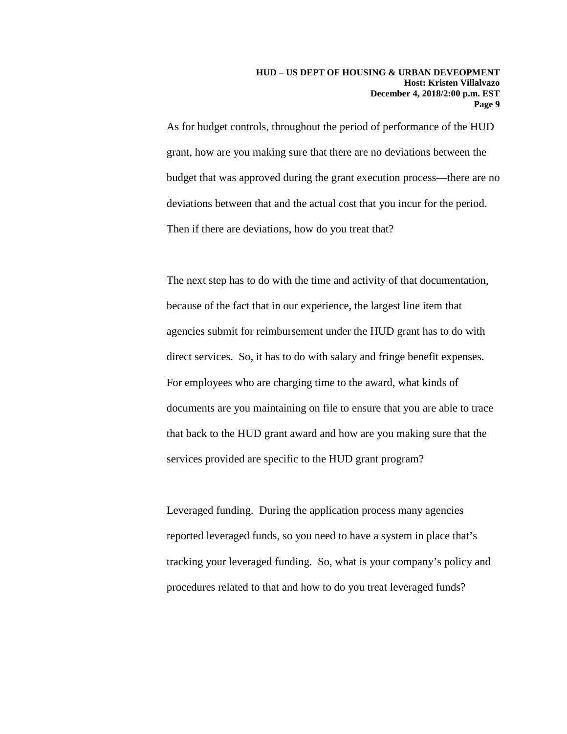As for budget controls, throughout the period of performance of the HUD grant, how are you making sure that there are no deviations between the budget that was approved during the grant execution process—there are no deviations between that and the actual cost that you incur for the period. Then if there are deviations, how do you treat that?

The next step has to do with the time and activity of that documentation, because of the fact that in our experience, the largest line item that agencies submit for reimbursement under the HUD grant has to do with direct services. So, it has to do with salary and fringe benefit expenses. For employees who are charging time to the award, what kinds of documents are you maintaining on file to ensure that you are able to trace that back to the HUD grant award and how are you making sure that the services provided are specific to the HUD grant program?

Leveraged funding. During the application process many agencies reported leveraged funds, so you need to have a system in place that's tracking your leveraged funding. So, what is your company's policy and procedures related to that and how to do you treat leveraged funds?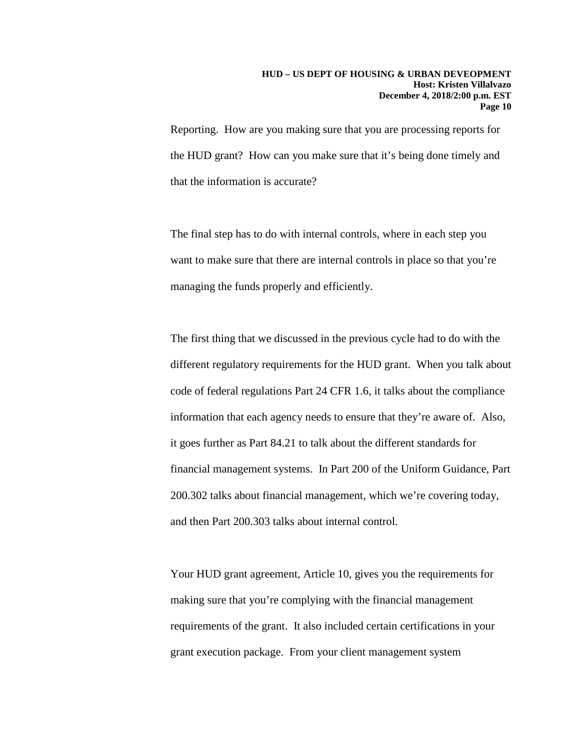Reporting. How are you making sure that you are processing reports for the HUD grant? How can you make sure that it's being done timely and that the information is accurate?

The final step has to do with internal controls, where in each step you want to make sure that there are internal controls in place so that you're managing the funds properly and efficiently.

The first thing that we discussed in the previous cycle had to do with the different regulatory requirements for the HUD grant. When you talk about code of federal regulations Part 24 CFR 1.6, it talks about the compliance information that each agency needs to ensure that they're aware of. Also, it goes further as Part 84.21 to talk about the different standards for financial management systems. In Part 200 of the Uniform Guidance, Part 200.302 talks about financial management, which we're covering today, and then Part 200.303 talks about internal control.

Your HUD grant agreement, Article 10, gives you the requirements for making sure that you're complying with the financial management requirements of the grant. It also included certain certifications in your grant execution package. From your client management system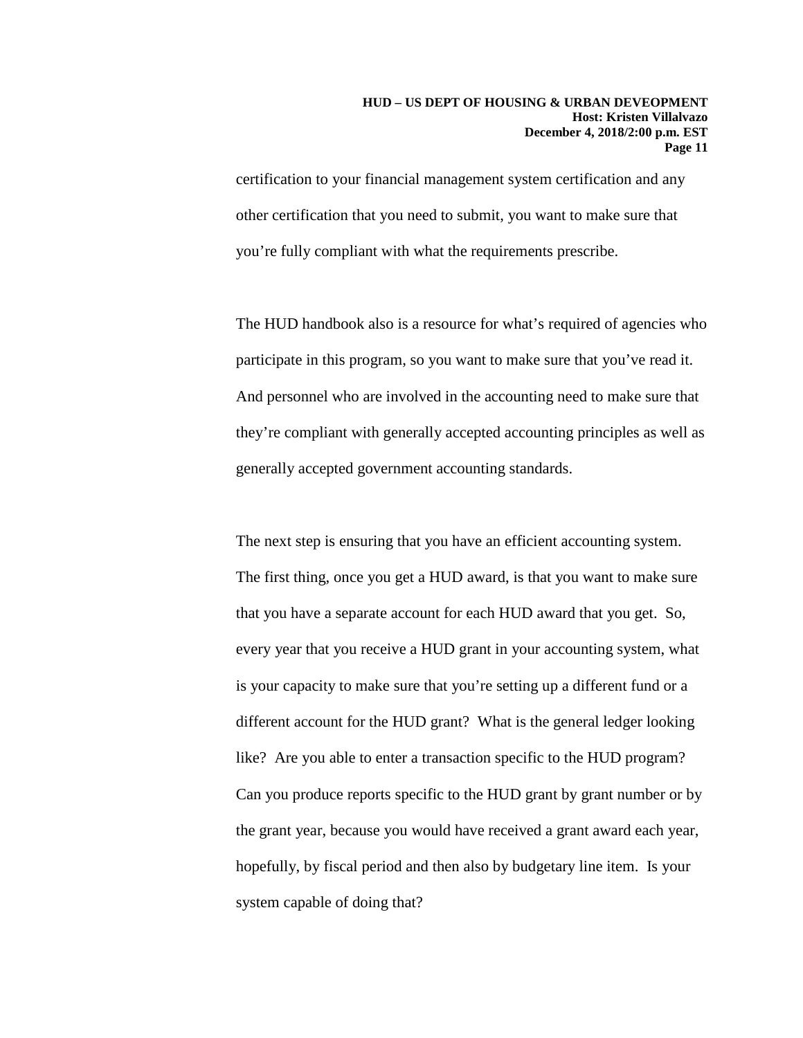certification to your financial management system certification and any other certification that you need to submit, you want to make sure that you're fully compliant with what the requirements prescribe.

The HUD handbook also is a resource for what's required of agencies who participate in this program, so you want to make sure that you've read it. And personnel who are involved in the accounting need to make sure that they're compliant with generally accepted accounting principles as well as generally accepted government accounting standards.

The next step is ensuring that you have an efficient accounting system. The first thing, once you get a HUD award, is that you want to make sure that you have a separate account for each HUD award that you get. So, every year that you receive a HUD grant in your accounting system, what is your capacity to make sure that you're setting up a different fund or a different account for the HUD grant? What is the general ledger looking like? Are you able to enter a transaction specific to the HUD program? Can you produce reports specific to the HUD grant by grant number or by the grant year, because you would have received a grant award each year, hopefully, by fiscal period and then also by budgetary line item. Is your system capable of doing that?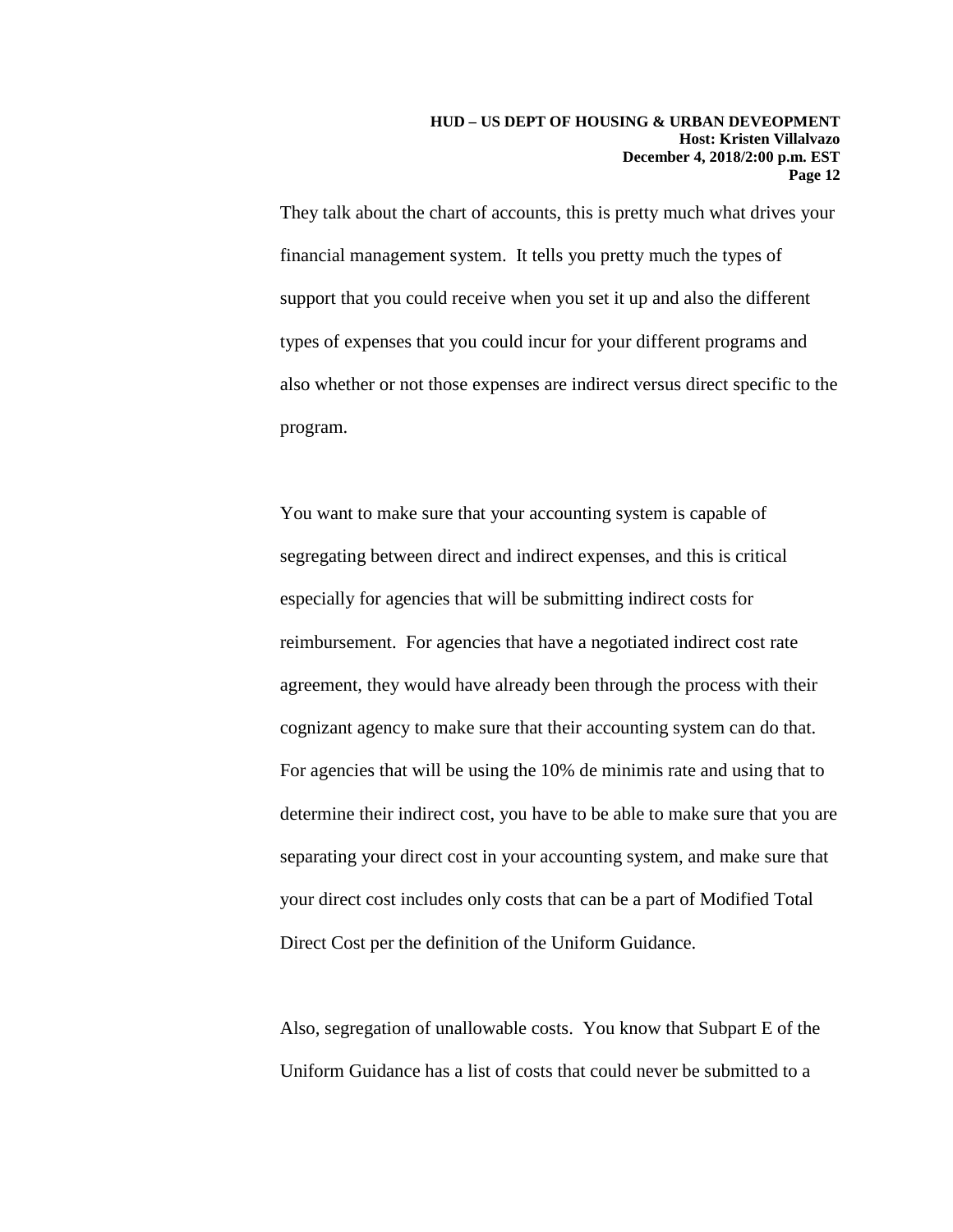They talk about the chart of accounts, this is pretty much what drives your financial management system. It tells you pretty much the types of support that you could receive when you set it up and also the different types of expenses that you could incur for your different programs and also whether or not those expenses are indirect versus direct specific to the program.

You want to make sure that your accounting system is capable of segregating between direct and indirect expenses, and this is critical especially for agencies that will be submitting indirect costs for reimbursement. For agencies that have a negotiated indirect cost rate agreement, they would have already been through the process with their cognizant agency to make sure that their accounting system can do that. For agencies that will be using the 10% de minimis rate and using that to determine their indirect cost, you have to be able to make sure that you are separating your direct cost in your accounting system, and make sure that your direct cost includes only costs that can be a part of Modified Total Direct Cost per the definition of the Uniform Guidance.

Also, segregation of unallowable costs. You know that Subpart E of the Uniform Guidance has a list of costs that could never be submitted to a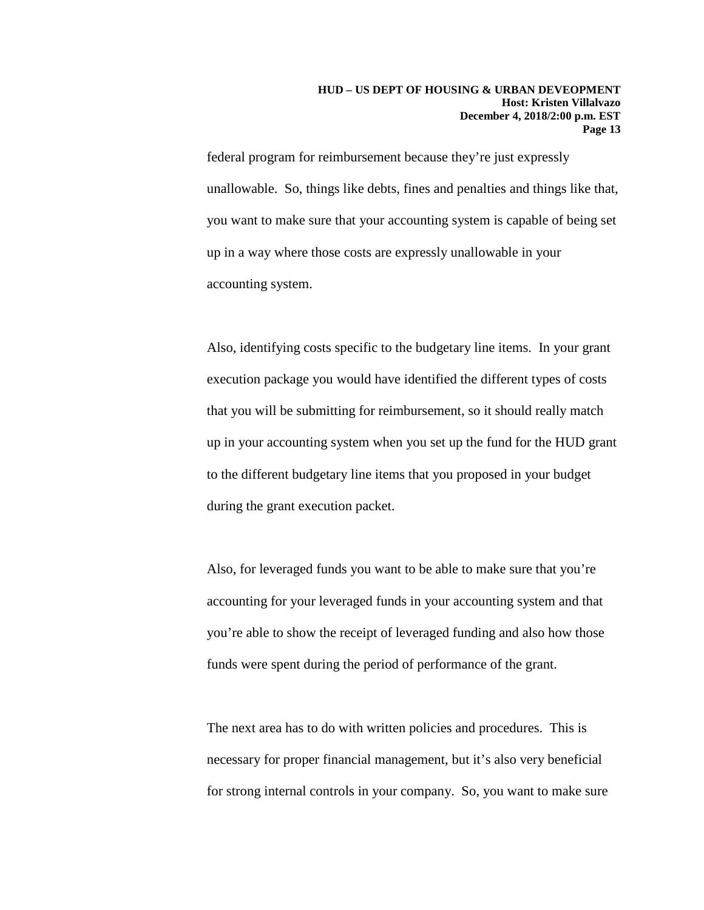federal program for reimbursement because they're just expressly unallowable. So, things like debts, fines and penalties and things like that, you want to make sure that your accounting system is capable of being set up in a way where those costs are expressly unallowable in your accounting system.

Also, identifying costs specific to the budgetary line items. In your grant execution package you would have identified the different types of costs that you will be submitting for reimbursement, so it should really match up in your accounting system when you set up the fund for the HUD grant to the different budgetary line items that you proposed in your budget during the grant execution packet.

Also, for leveraged funds you want to be able to make sure that you're accounting for your leveraged funds in your accounting system and that you're able to show the receipt of leveraged funding and also how those funds were spent during the period of performance of the grant.

The next area has to do with written policies and procedures. This is necessary for proper financial management, but it's also very beneficial for strong internal controls in your company. So, you want to make sure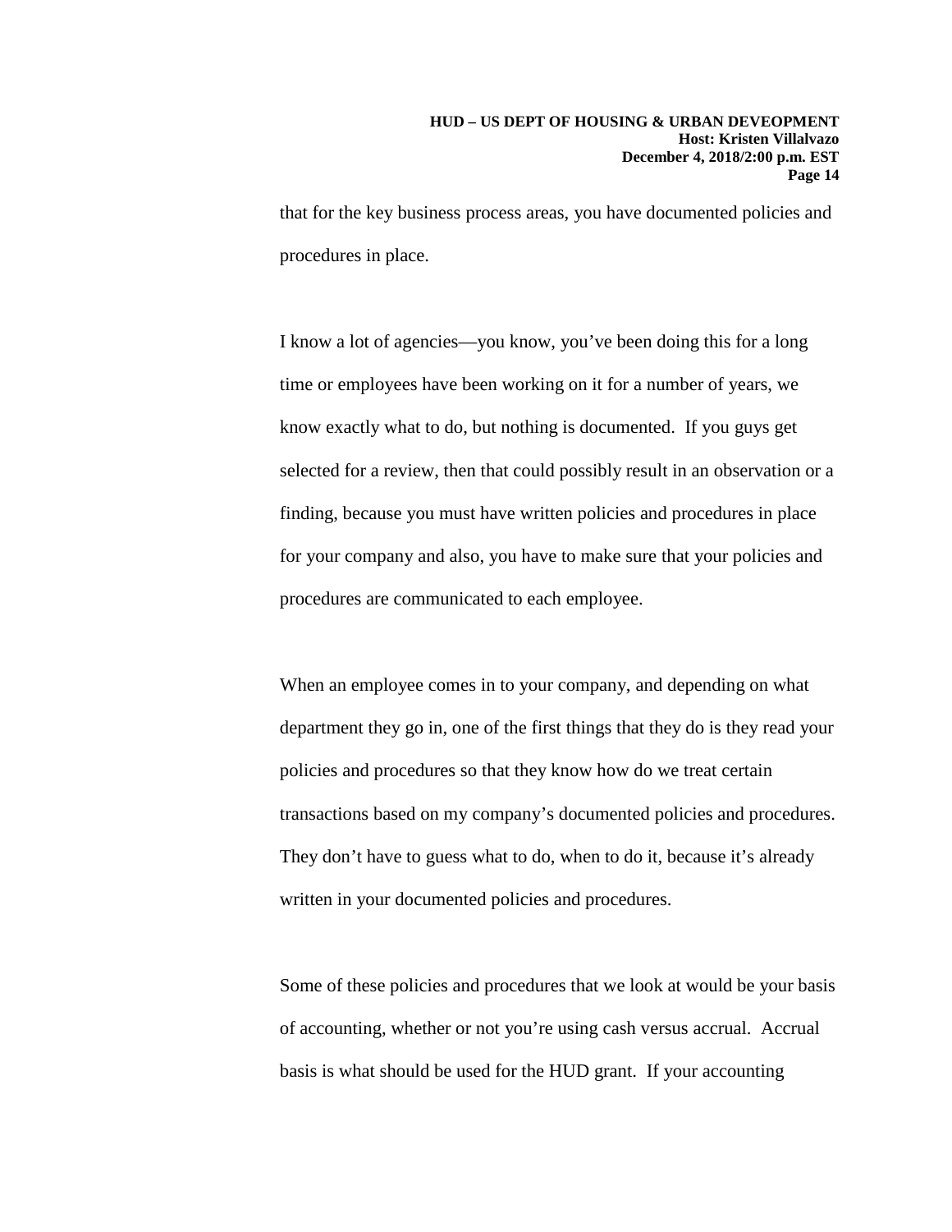that for the key business process areas, you have documented policies and procedures in place.

I know a lot of agencies—you know, you've been doing this for a long time or employees have been working on it for a number of years, we know exactly what to do, but nothing is documented. If you guys get selected for a review, then that could possibly result in an observation or a finding, because you must have written policies and procedures in place for your company and also, you have to make sure that your policies and procedures are communicated to each employee.

When an employee comes in to your company, and depending on what department they go in, one of the first things that they do is they read your policies and procedures so that they know how do we treat certain transactions based on my company's documented policies and procedures. They don't have to guess what to do, when to do it, because it's already written in your documented policies and procedures.

Some of these policies and procedures that we look at would be your basis of accounting, whether or not you're using cash versus accrual. Accrual basis is what should be used for the HUD grant. If your accounting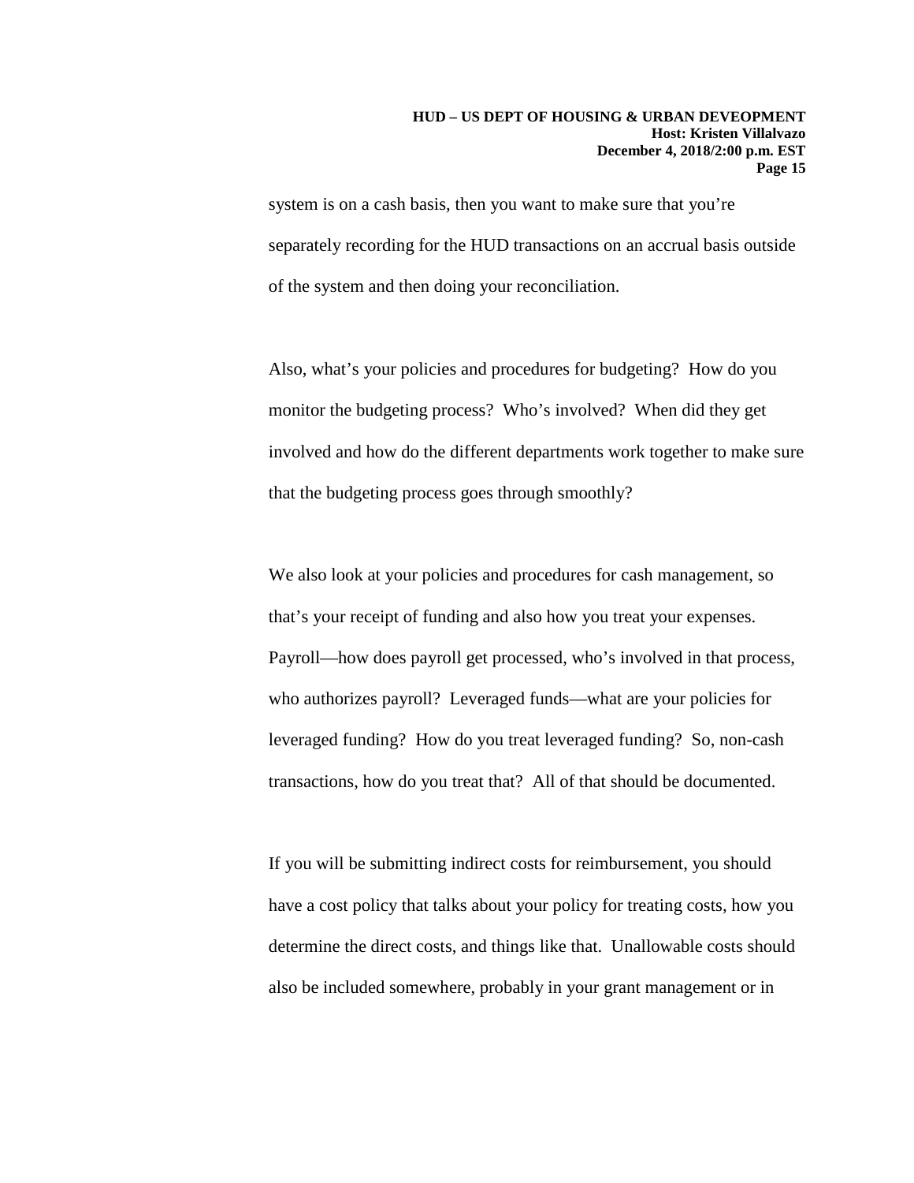system is on a cash basis, then you want to make sure that you're separately recording for the HUD transactions on an accrual basis outside of the system and then doing your reconciliation.

Also, what's your policies and procedures for budgeting? How do you monitor the budgeting process? Who's involved? When did they get involved and how do the different departments work together to make sure that the budgeting process goes through smoothly?

We also look at your policies and procedures for cash management, so that's your receipt of funding and also how you treat your expenses. Payroll—how does payroll get processed, who's involved in that process, who authorizes payroll? Leveraged funds—what are your policies for leveraged funding? How do you treat leveraged funding? So, non-cash transactions, how do you treat that? All of that should be documented.

If you will be submitting indirect costs for reimbursement, you should have a cost policy that talks about your policy for treating costs, how you determine the direct costs, and things like that. Unallowable costs should also be included somewhere, probably in your grant management or in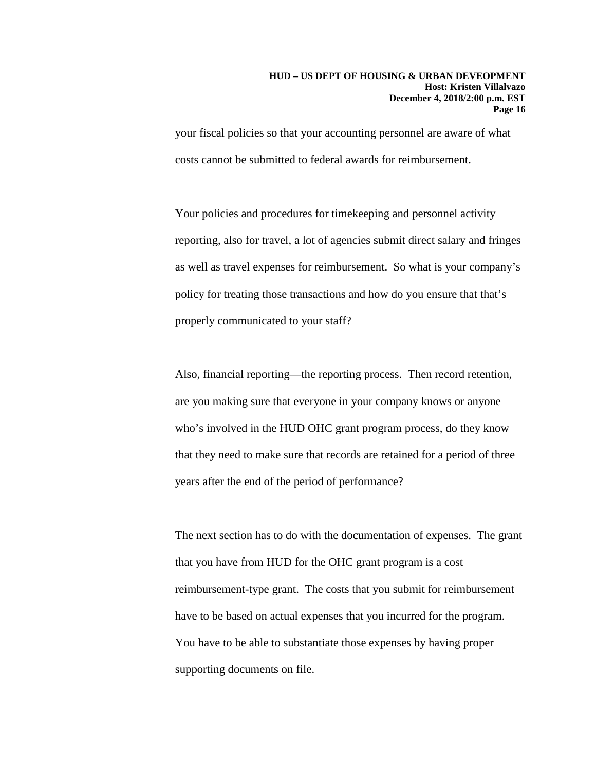your fiscal policies so that your accounting personnel are aware of what costs cannot be submitted to federal awards for reimbursement.

Your policies and procedures for timekeeping and personnel activity reporting, also for travel, a lot of agencies submit direct salary and fringes as well as travel expenses for reimbursement. So what is your company's policy for treating those transactions and how do you ensure that that's properly communicated to your staff?

Also, financial reporting—the reporting process. Then record retention, are you making sure that everyone in your company knows or anyone who's involved in the HUD OHC grant program process, do they know that they need to make sure that records are retained for a period of three years after the end of the period of performance?

The next section has to do with the documentation of expenses. The grant that you have from HUD for the OHC grant program is a cost reimbursement-type grant. The costs that you submit for reimbursement have to be based on actual expenses that you incurred for the program. You have to be able to substantiate those expenses by having proper supporting documents on file.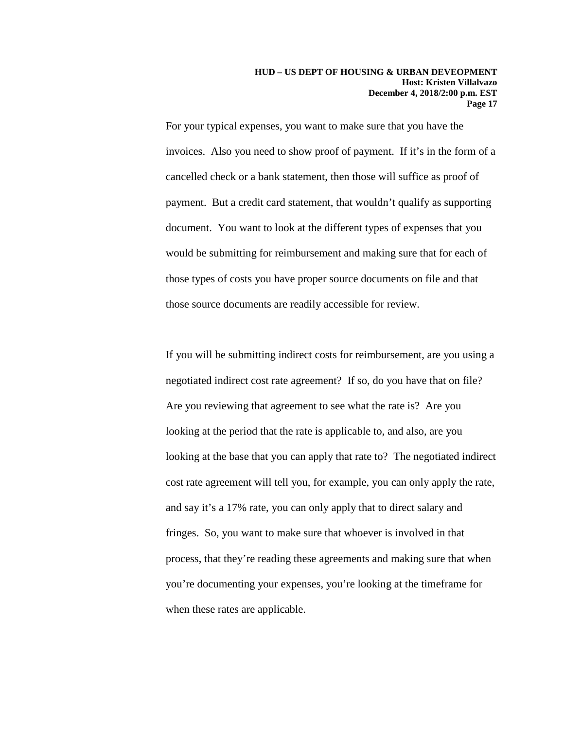For your typical expenses, you want to make sure that you have the invoices. Also you need to show proof of payment. If it's in the form of a cancelled check or a bank statement, then those will suffice as proof of payment. But a credit card statement, that wouldn't qualify as supporting document. You want to look at the different types of expenses that you would be submitting for reimbursement and making sure that for each of those types of costs you have proper source documents on file and that those source documents are readily accessible for review.

If you will be submitting indirect costs for reimbursement, are you using a negotiated indirect cost rate agreement? If so, do you have that on file? Are you reviewing that agreement to see what the rate is? Are you looking at the period that the rate is applicable to, and also, are you looking at the base that you can apply that rate to? The negotiated indirect cost rate agreement will tell you, for example, you can only apply the rate, and say it's a 17% rate, you can only apply that to direct salary and fringes. So, you want to make sure that whoever is involved in that process, that they're reading these agreements and making sure that when you're documenting your expenses, you're looking at the timeframe for when these rates are applicable.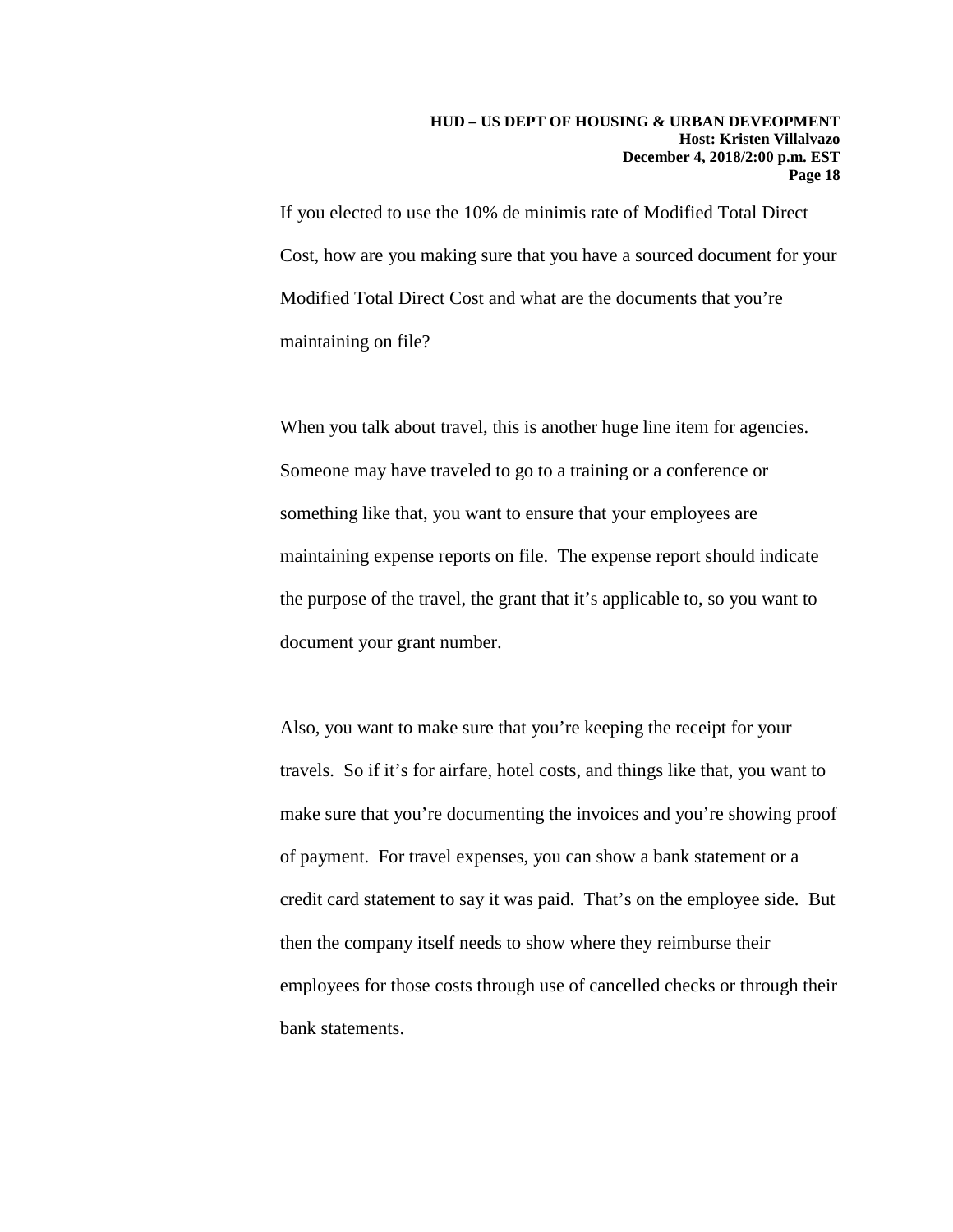If you elected to use the 10% de minimis rate of Modified Total Direct Cost, how are you making sure that you have a sourced document for your Modified Total Direct Cost and what are the documents that you're maintaining on file?

When you talk about travel, this is another huge line item for agencies. Someone may have traveled to go to a training or a conference or something like that, you want to ensure that your employees are maintaining expense reports on file. The expense report should indicate the purpose of the travel, the grant that it's applicable to, so you want to document your grant number.

Also, you want to make sure that you're keeping the receipt for your travels. So if it's for airfare, hotel costs, and things like that, you want to make sure that you're documenting the invoices and you're showing proof of payment. For travel expenses, you can show a bank statement or a credit card statement to say it was paid. That's on the employee side. But then the company itself needs to show where they reimburse their employees for those costs through use of cancelled checks or through their bank statements.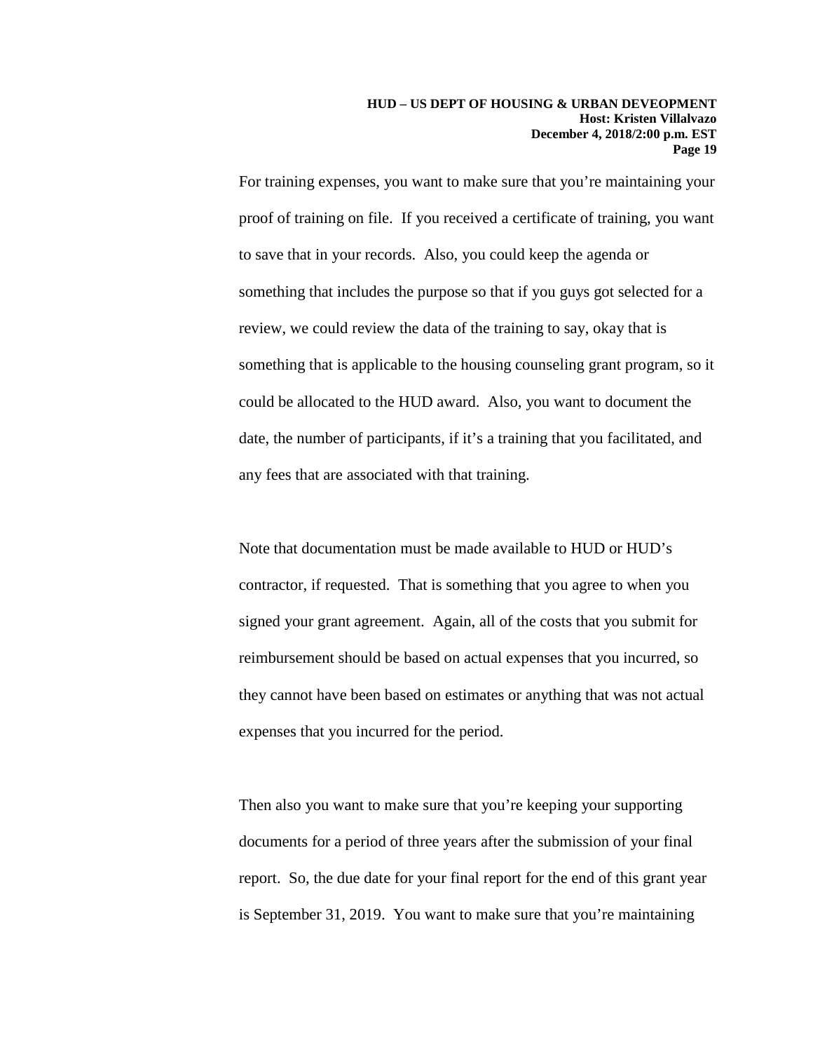For training expenses, you want to make sure that you're maintaining your proof of training on file. If you received a certificate of training, you want to save that in your records. Also, you could keep the agenda or something that includes the purpose so that if you guys got selected for a review, we could review the data of the training to say, okay that is something that is applicable to the housing counseling grant program, so it could be allocated to the HUD award. Also, you want to document the date, the number of participants, if it's a training that you facilitated, and any fees that are associated with that training.

Note that documentation must be made available to HUD or HUD's contractor, if requested. That is something that you agree to when you signed your grant agreement. Again, all of the costs that you submit for reimbursement should be based on actual expenses that you incurred, so they cannot have been based on estimates or anything that was not actual expenses that you incurred for the period.

Then also you want to make sure that you're keeping your supporting documents for a period of three years after the submission of your final report. So, the due date for your final report for the end of this grant year is September 31, 2019. You want to make sure that you're maintaining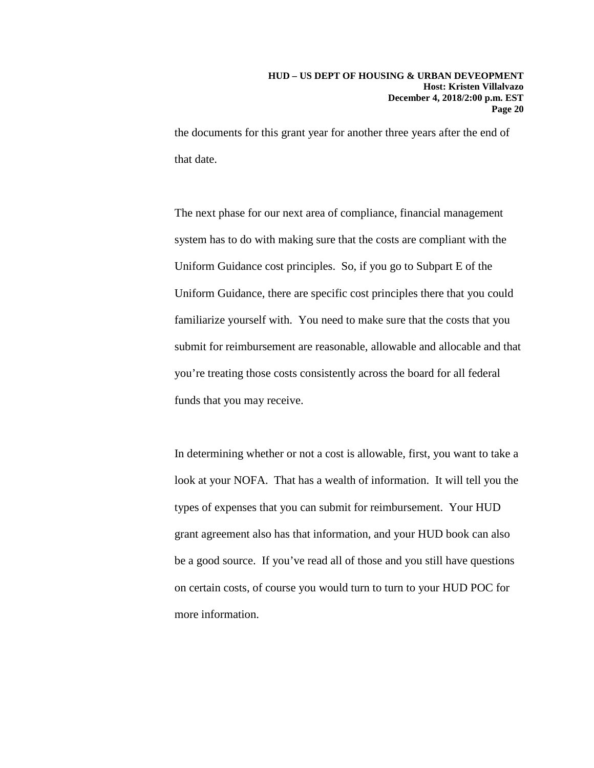the documents for this grant year for another three years after the end of that date.

The next phase for our next area of compliance, financial management system has to do with making sure that the costs are compliant with the Uniform Guidance cost principles. So, if you go to Subpart E of the Uniform Guidance, there are specific cost principles there that you could familiarize yourself with. You need to make sure that the costs that you submit for reimbursement are reasonable, allowable and allocable and that you're treating those costs consistently across the board for all federal funds that you may receive.

In determining whether or not a cost is allowable, first, you want to take a look at your NOFA. That has a wealth of information. It will tell you the types of expenses that you can submit for reimbursement. Your HUD grant agreement also has that information, and your HUD book can also be a good source. If you've read all of those and you still have questions on certain costs, of course you would turn to turn to your HUD POC for more information.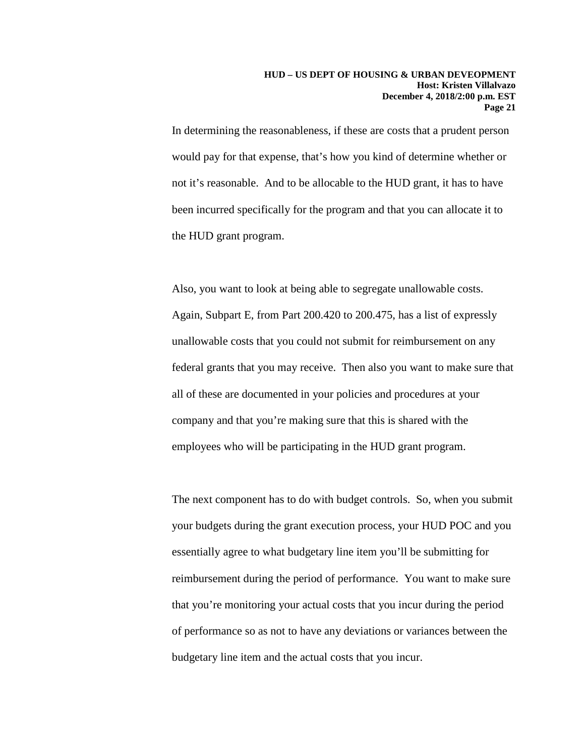In determining the reasonableness, if these are costs that a prudent person would pay for that expense, that's how you kind of determine whether or not it's reasonable. And to be allocable to the HUD grant, it has to have been incurred specifically for the program and that you can allocate it to the HUD grant program.

Also, you want to look at being able to segregate unallowable costs. Again, Subpart E, from Part 200.420 to 200.475, has a list of expressly unallowable costs that you could not submit for reimbursement on any federal grants that you may receive. Then also you want to make sure that all of these are documented in your policies and procedures at your company and that you're making sure that this is shared with the employees who will be participating in the HUD grant program.

The next component has to do with budget controls. So, when you submit your budgets during the grant execution process, your HUD POC and you essentially agree to what budgetary line item you'll be submitting for reimbursement during the period of performance. You want to make sure that you're monitoring your actual costs that you incur during the period of performance so as not to have any deviations or variances between the budgetary line item and the actual costs that you incur.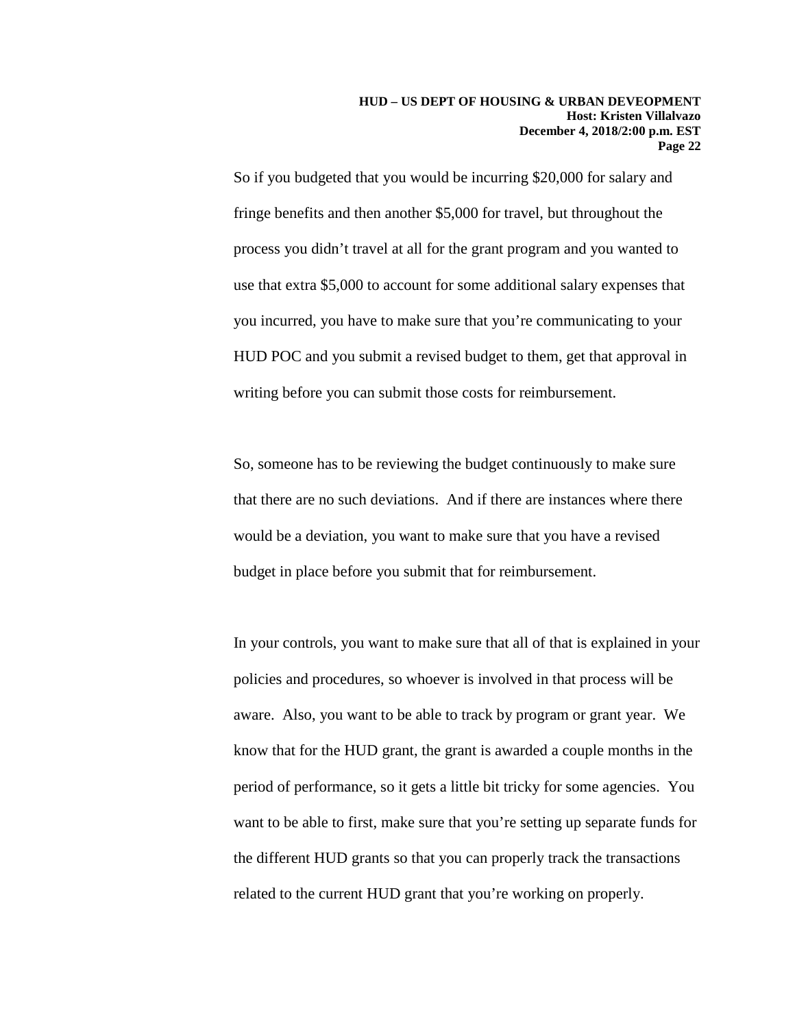So if you budgeted that you would be incurring $20,000 for salary and fringe benefits and then another $5,000 for travel, but throughout the process you didn't travel at all for the grant program and you wanted to use that extra $5,000 to account for some additional salary expenses that you incurred, you have to make sure that you're communicating to your HUD POC and you submit a revised budget to them, get that approval in writing before you can submit those costs for reimbursement.

So, someone has to be reviewing the budget continuously to make sure that there are no such deviations.  And if there are instances where there would be a deviation, you want to make sure that you have a revised budget in place before you submit that for reimbursement.

In your controls, you want to make sure that all of that is explained in your policies and procedures, so whoever is involved in that process will be aware.  Also, you want to be able to track by program or grant year.  We know that for the HUD grant, the grant is awarded a couple months in the period of performance, so it gets a little bit tricky for some agencies.  You want to be able to first, make sure that you're setting up separate funds for the different HUD grants so that you can properly track the transactions related to the current HUD grant that you're working on properly.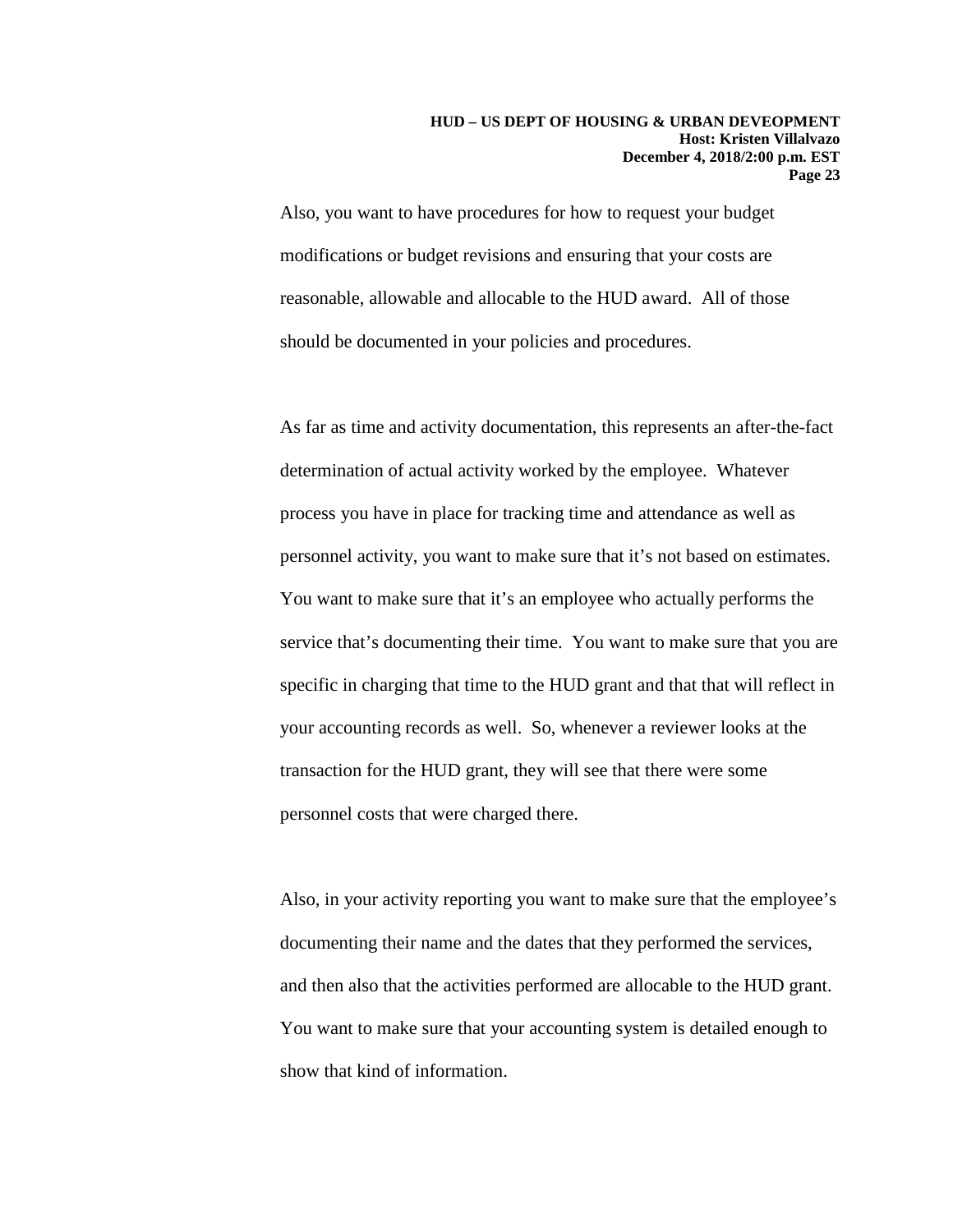Also, you want to have procedures for how to request your budget modifications or budget revisions and ensuring that your costs are reasonable, allowable and allocable to the HUD award. All of those should be documented in your policies and procedures.

As far as time and activity documentation, this represents an after-the-fact determination of actual activity worked by the employee. Whatever process you have in place for tracking time and attendance as well as personnel activity, you want to make sure that it's not based on estimates. You want to make sure that it's an employee who actually performs the service that's documenting their time. You want to make sure that you are specific in charging that time to the HUD grant and that that will reflect in your accounting records as well. So, whenever a reviewer looks at the transaction for the HUD grant, they will see that there were some personnel costs that were charged there.

Also, in your activity reporting you want to make sure that the employee's documenting their name and the dates that they performed the services, and then also that the activities performed are allocable to the HUD grant. You want to make sure that your accounting system is detailed enough to show that kind of information.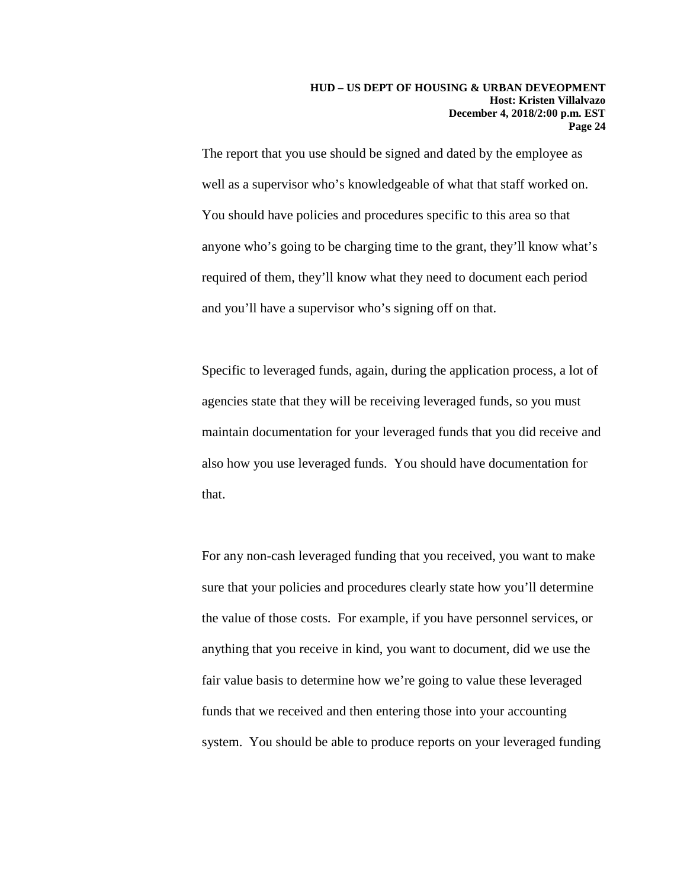The report that you use should be signed and dated by the employee as well as a supervisor who's knowledgeable of what that staff worked on. You should have policies and procedures specific to this area so that anyone who's going to be charging time to the grant, they'll know what's required of them, they'll know what they need to document each period and you'll have a supervisor who's signing off on that.

Specific to leveraged funds, again, during the application process, a lot of agencies state that they will be receiving leveraged funds, so you must maintain documentation for your leveraged funds that you did receive and also how you use leveraged funds. You should have documentation for that.

For any non-cash leveraged funding that you received, you want to make sure that your policies and procedures clearly state how you'll determine the value of those costs. For example, if you have personnel services, or anything that you receive in kind, you want to document, did we use the fair value basis to determine how we're going to value these leveraged funds that we received and then entering those into your accounting system. You should be able to produce reports on your leveraged funding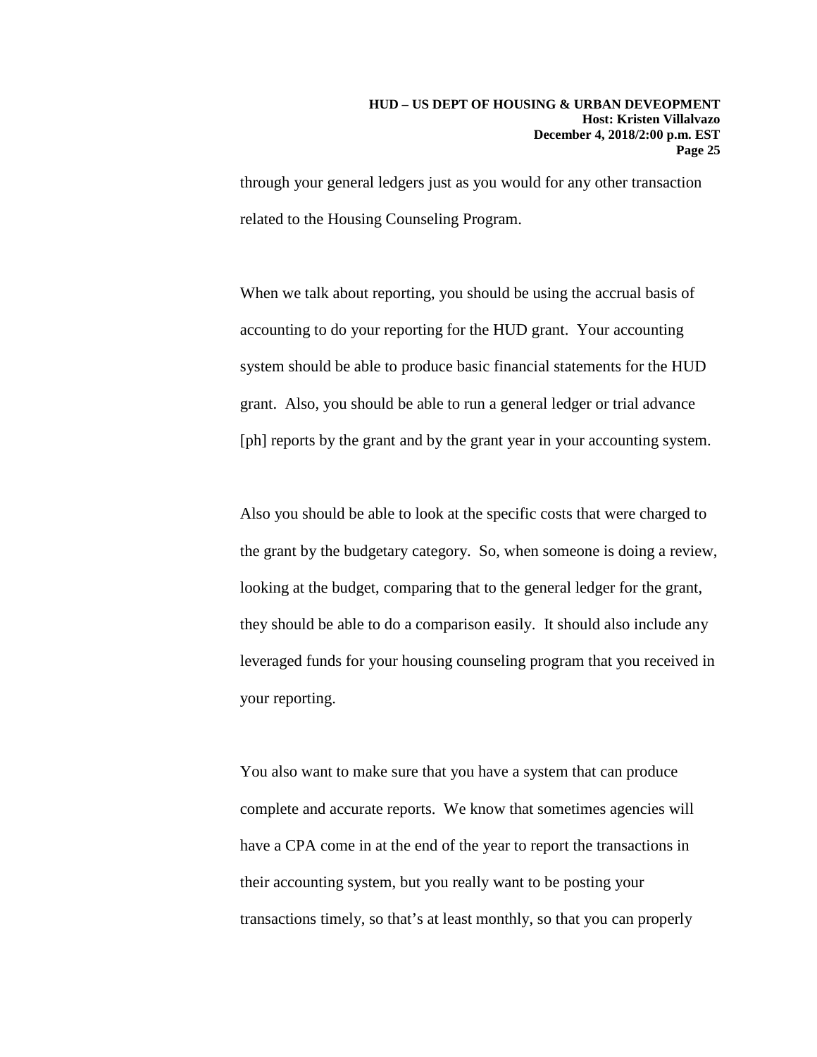through your general ledgers just as you would for any other transaction related to the Housing Counseling Program.

When we talk about reporting, you should be using the accrual basis of accounting to do your reporting for the HUD grant. Your accounting system should be able to produce basic financial statements for the HUD grant. Also, you should be able to run a general ledger or trial advance [ph] reports by the grant and by the grant year in your accounting system.

Also you should be able to look at the specific costs that were charged to the grant by the budgetary category. So, when someone is doing a review, looking at the budget, comparing that to the general ledger for the grant, they should be able to do a comparison easily. It should also include any leveraged funds for your housing counseling program that you received in your reporting.

You also want to make sure that you have a system that can produce complete and accurate reports. We know that sometimes agencies will have a CPA come in at the end of the year to report the transactions in their accounting system, but you really want to be posting your transactions timely, so that's at least monthly, so that you can properly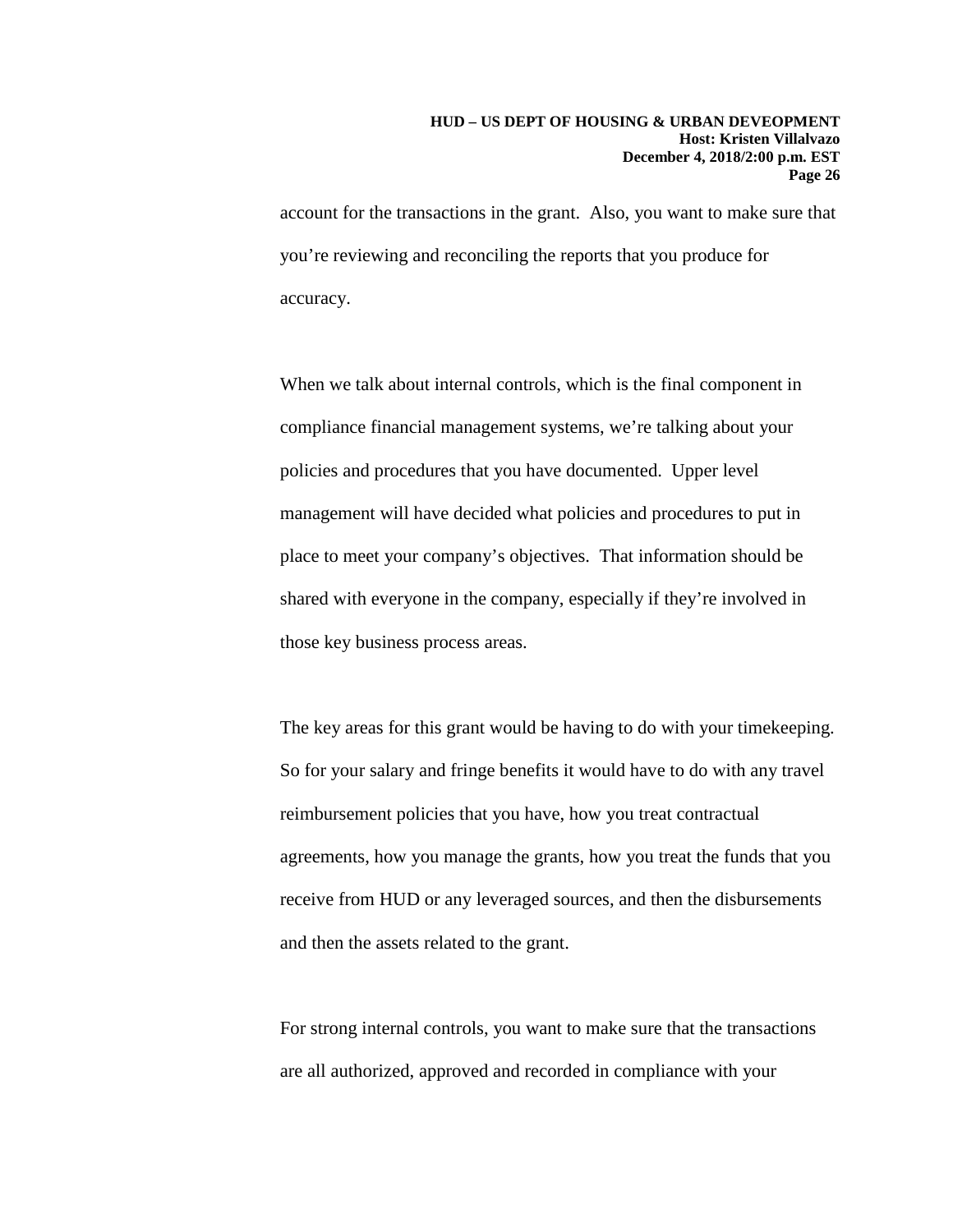account for the transactions in the grant. Also, you want to make sure that you're reviewing and reconciling the reports that you produce for accuracy.

When we talk about internal controls, which is the final component in compliance financial management systems, we're talking about your policies and procedures that you have documented. Upper level management will have decided what policies and procedures to put in place to meet your company's objectives. That information should be shared with everyone in the company, especially if they're involved in those key business process areas.

The key areas for this grant would be having to do with your timekeeping. So for your salary and fringe benefits it would have to do with any travel reimbursement policies that you have, how you treat contractual agreements, how you manage the grants, how you treat the funds that you receive from HUD or any leveraged sources, and then the disbursements and then the assets related to the grant.

For strong internal controls, you want to make sure that the transactions are all authorized, approved and recorded in compliance with your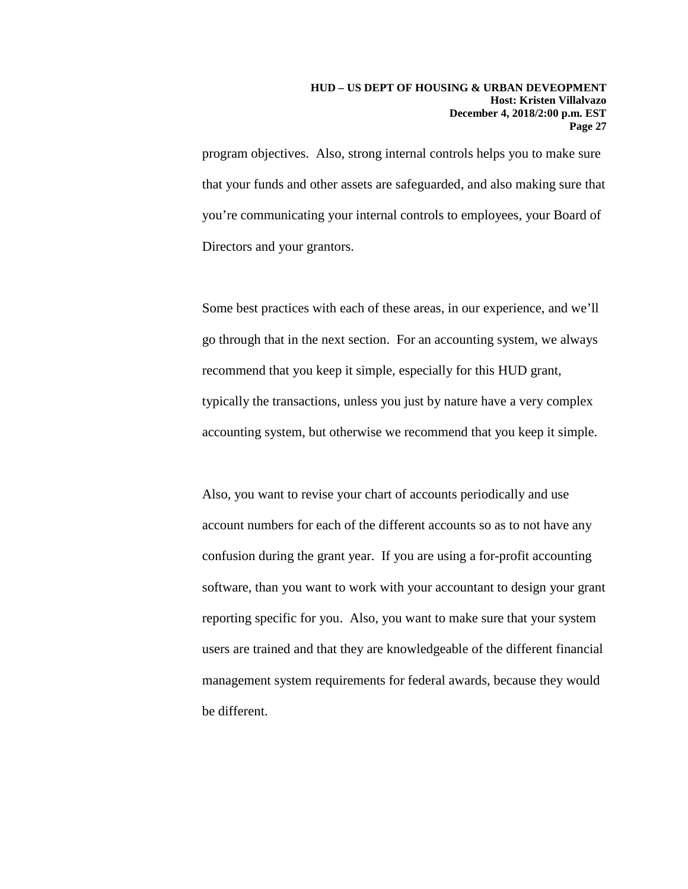program objectives. Also, strong internal controls helps you to make sure that your funds and other assets are safeguarded, and also making sure that you're communicating your internal controls to employees, your Board of Directors and your grantors.

Some best practices with each of these areas, in our experience, and we'll go through that in the next section. For an accounting system, we always recommend that you keep it simple, especially for this HUD grant, typically the transactions, unless you just by nature have a very complex accounting system, but otherwise we recommend that you keep it simple.

Also, you want to revise your chart of accounts periodically and use account numbers for each of the different accounts so as to not have any confusion during the grant year. If you are using a for-profit accounting software, than you want to work with your accountant to design your grant reporting specific for you. Also, you want to make sure that your system users are trained and that they are knowledgeable of the different financial management system requirements for federal awards, because they would be different.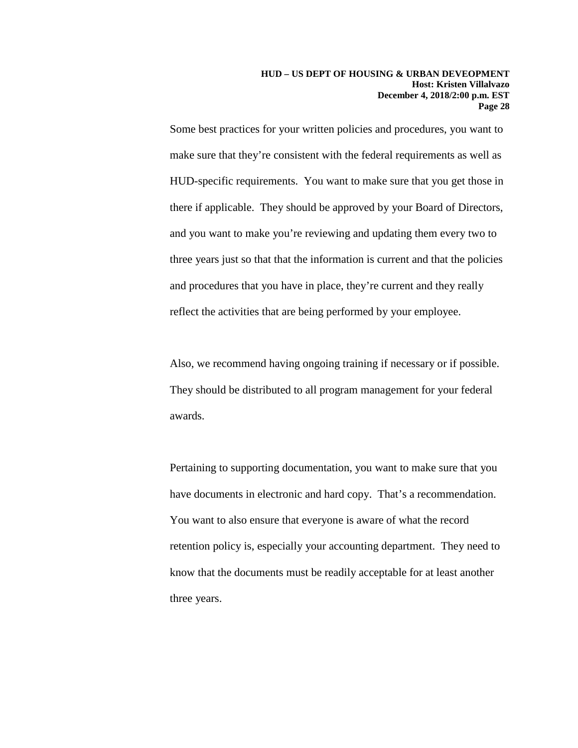Some best practices for your written policies and procedures, you want to make sure that they're consistent with the federal requirements as well as HUD-specific requirements. You want to make sure that you get those in there if applicable. They should be approved by your Board of Directors, and you want to make you're reviewing and updating them every two to three years just so that that the information is current and that the policies and procedures that you have in place, they're current and they really reflect the activities that are being performed by your employee.

Also, we recommend having ongoing training if necessary or if possible. They should be distributed to all program management for your federal awards.

Pertaining to supporting documentation, you want to make sure that you have documents in electronic and hard copy. That's a recommendation. You want to also ensure that everyone is aware of what the record retention policy is, especially your accounting department. They need to know that the documents must be readily acceptable for at least another three years.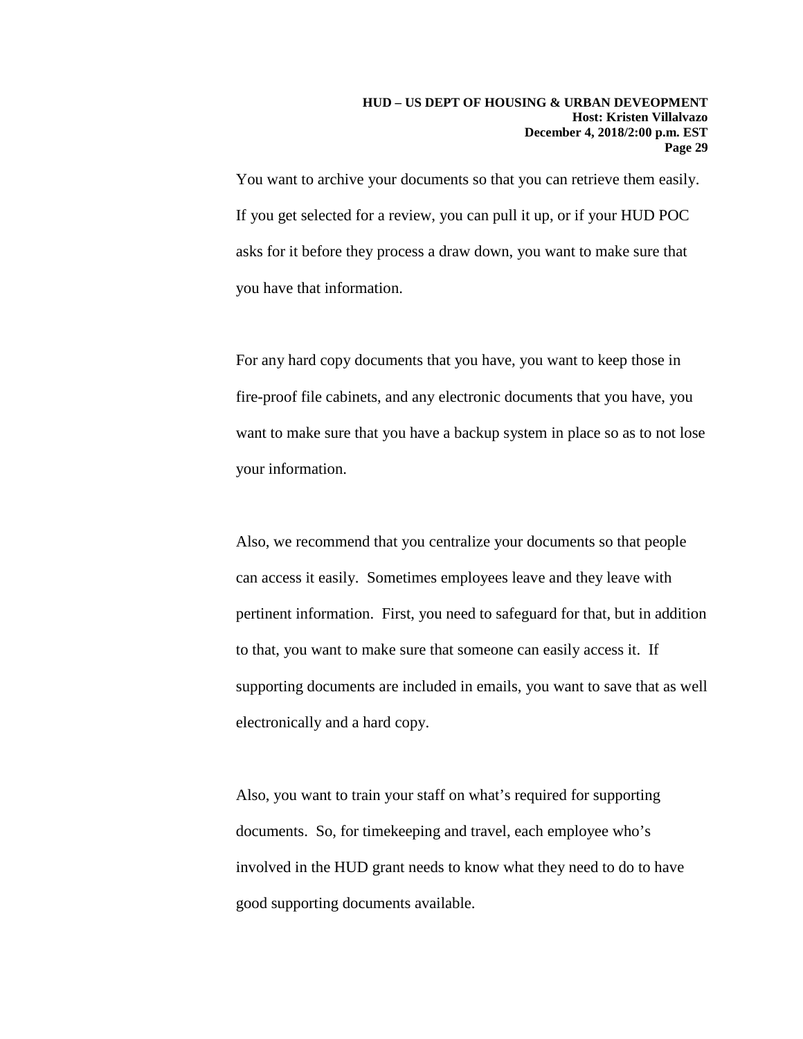You want to archive your documents so that you can retrieve them easily. If you get selected for a review, you can pull it up, or if your HUD POC asks for it before they process a draw down, you want to make sure that you have that information.

For any hard copy documents that you have, you want to keep those in fire-proof file cabinets, and any electronic documents that you have, you want to make sure that you have a backup system in place so as to not lose your information.

Also, we recommend that you centralize your documents so that people can access it easily. Sometimes employees leave and they leave with pertinent information. First, you need to safeguard for that, but in addition to that, you want to make sure that someone can easily access it. If supporting documents are included in emails, you want to save that as well electronically and a hard copy.

Also, you want to train your staff on what's required for supporting documents. So, for timekeeping and travel, each employee who's involved in the HUD grant needs to know what they need to do to have good supporting documents available.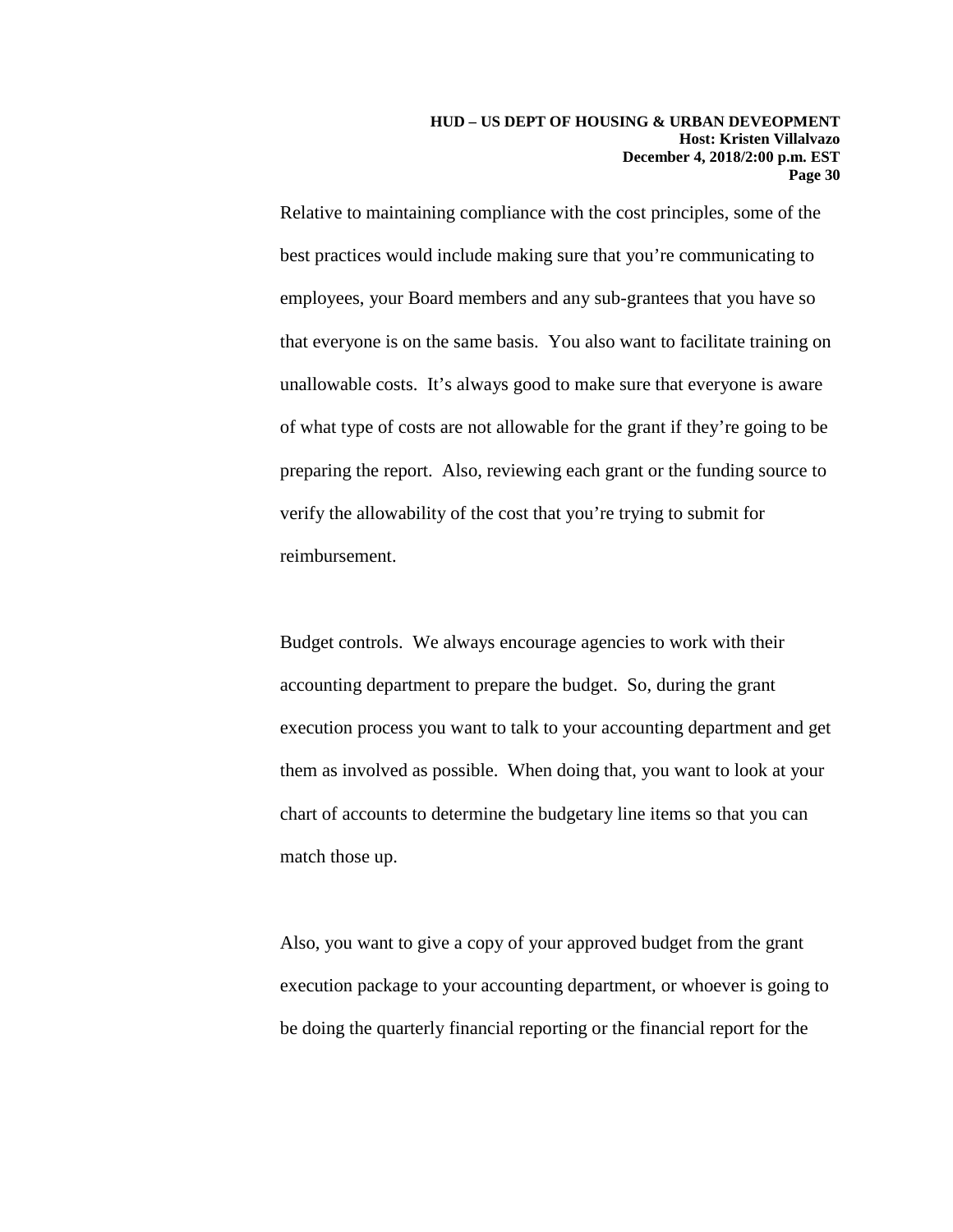Relative to maintaining compliance with the cost principles, some of the best practices would include making sure that you're communicating to employees, your Board members and any sub-grantees that you have so that everyone is on the same basis. You also want to facilitate training on unallowable costs. It's always good to make sure that everyone is aware of what type of costs are not allowable for the grant if they're going to be preparing the report. Also, reviewing each grant or the funding source to verify the allowability of the cost that you're trying to submit for reimbursement.

Budget controls. We always encourage agencies to work with their accounting department to prepare the budget. So, during the grant execution process you want to talk to your accounting department and get them as involved as possible. When doing that, you want to look at your chart of accounts to determine the budgetary line items so that you can match those up.

Also, you want to give a copy of your approved budget from the grant execution package to your accounting department, or whoever is going to be doing the quarterly financial reporting or the financial report for the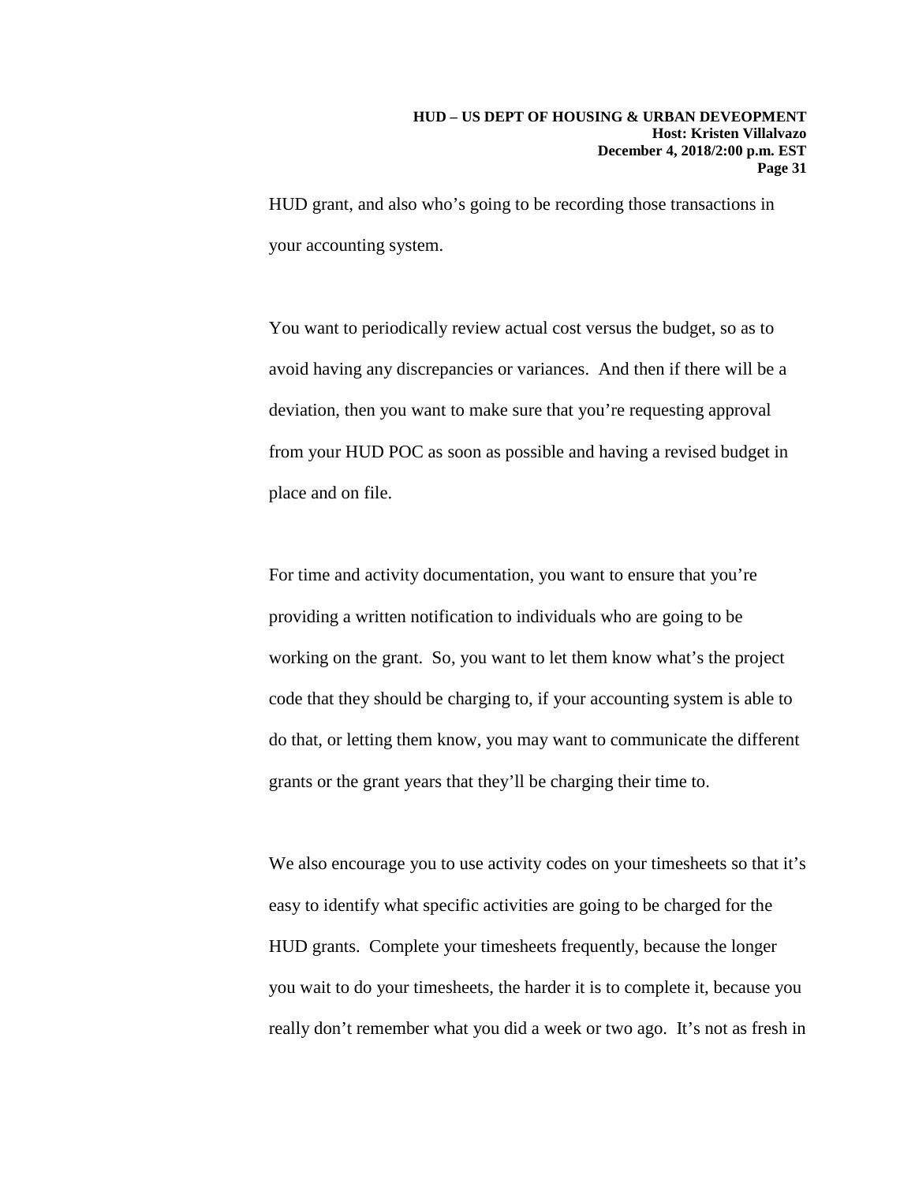HUD grant, and also who's going to be recording those transactions in your accounting system.

You want to periodically review actual cost versus the budget, so as to avoid having any discrepancies or variances. And then if there will be a deviation, then you want to make sure that you're requesting approval from your HUD POC as soon as possible and having a revised budget in place and on file.

For time and activity documentation, you want to ensure that you're providing a written notification to individuals who are going to be working on the grant. So, you want to let them know what's the project code that they should be charging to, if your accounting system is able to do that, or letting them know, you may want to communicate the different grants or the grant years that they'll be charging their time to.

We also encourage you to use activity codes on your timesheets so that it's easy to identify what specific activities are going to be charged for the HUD grants. Complete your timesheets frequently, because the longer you wait to do your timesheets, the harder it is to complete it, because you really don't remember what you did a week or two ago. It's not as fresh in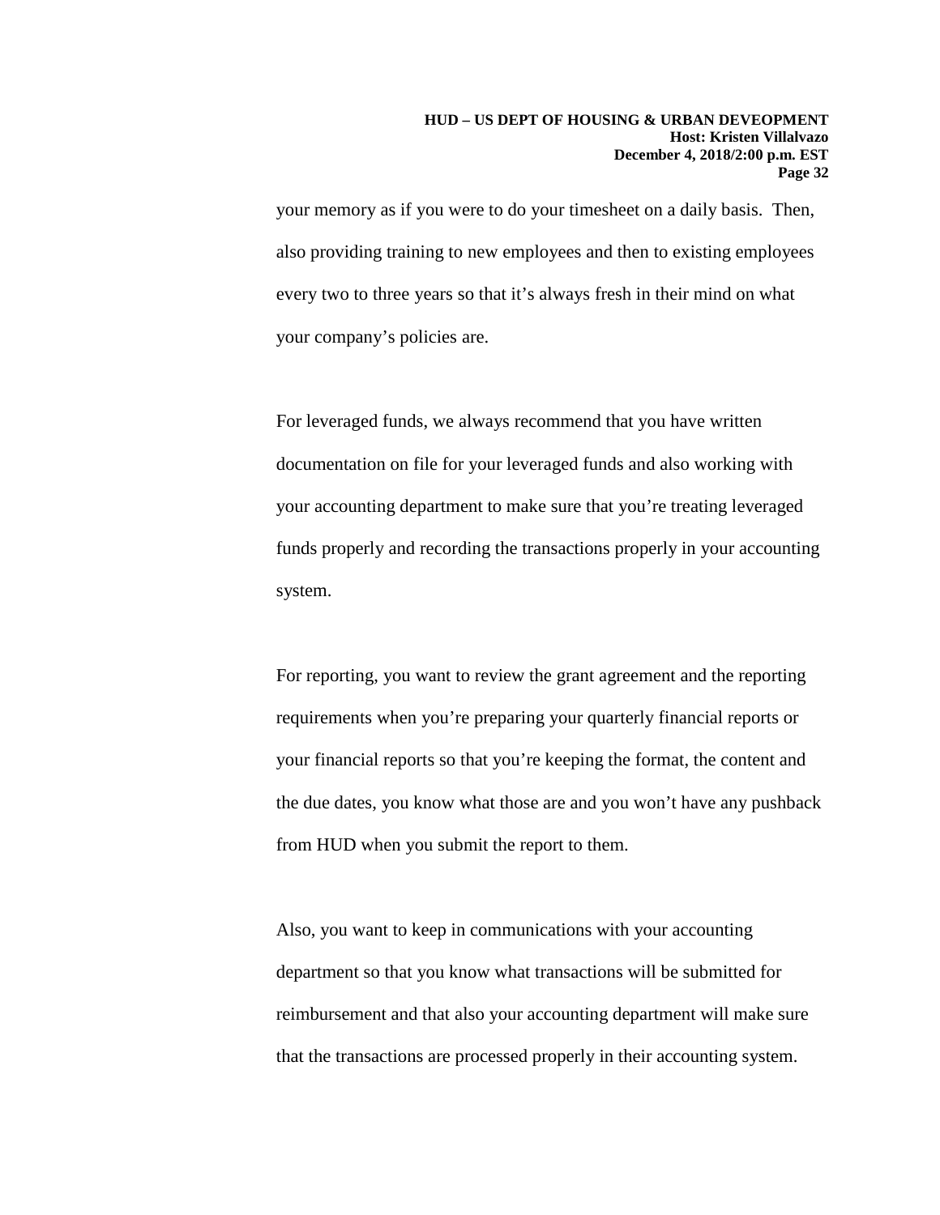your memory as if you were to do your timesheet on a daily basis. Then, also providing training to new employees and then to existing employees every two to three years so that it's always fresh in their mind on what your company's policies are.

For leveraged funds, we always recommend that you have written documentation on file for your leveraged funds and also working with your accounting department to make sure that you're treating leveraged funds properly and recording the transactions properly in your accounting system.

For reporting, you want to review the grant agreement and the reporting requirements when you're preparing your quarterly financial reports or your financial reports so that you're keeping the format, the content and the due dates, you know what those are and you won't have any pushback from HUD when you submit the report to them.

Also, you want to keep in communications with your accounting department so that you know what transactions will be submitted for reimbursement and that also your accounting department will make sure that the transactions are processed properly in their accounting system.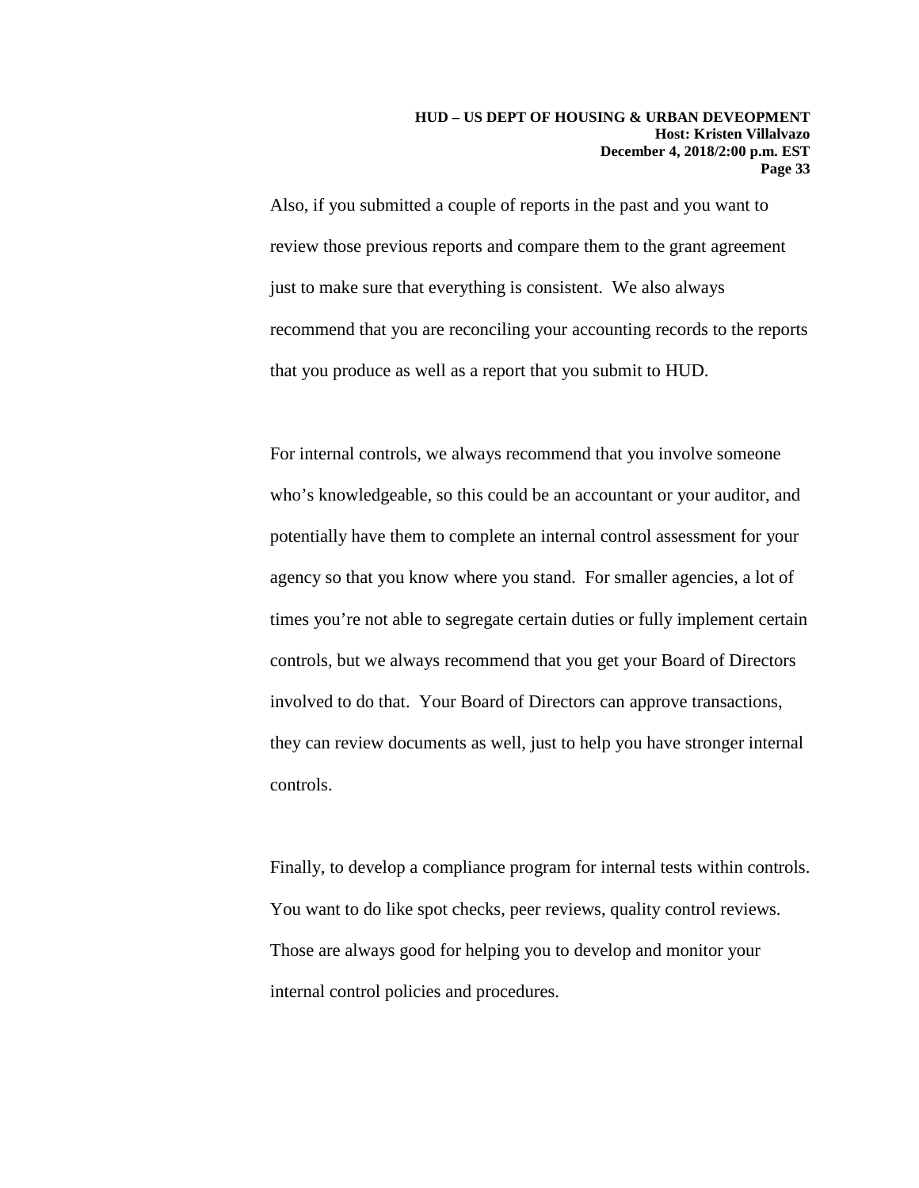Also, if you submitted a couple of reports in the past and you want to review those previous reports and compare them to the grant agreement just to make sure that everything is consistent. We also always recommend that you are reconciling your accounting records to the reports that you produce as well as a report that you submit to HUD.

For internal controls, we always recommend that you involve someone who's knowledgeable, so this could be an accountant or your auditor, and potentially have them to complete an internal control assessment for your agency so that you know where you stand. For smaller agencies, a lot of times you're not able to segregate certain duties or fully implement certain controls, but we always recommend that you get your Board of Directors involved to do that. Your Board of Directors can approve transactions, they can review documents as well, just to help you have stronger internal controls.

Finally, to develop a compliance program for internal tests within controls. You want to do like spot checks, peer reviews, quality control reviews. Those are always good for helping you to develop and monitor your internal control policies and procedures.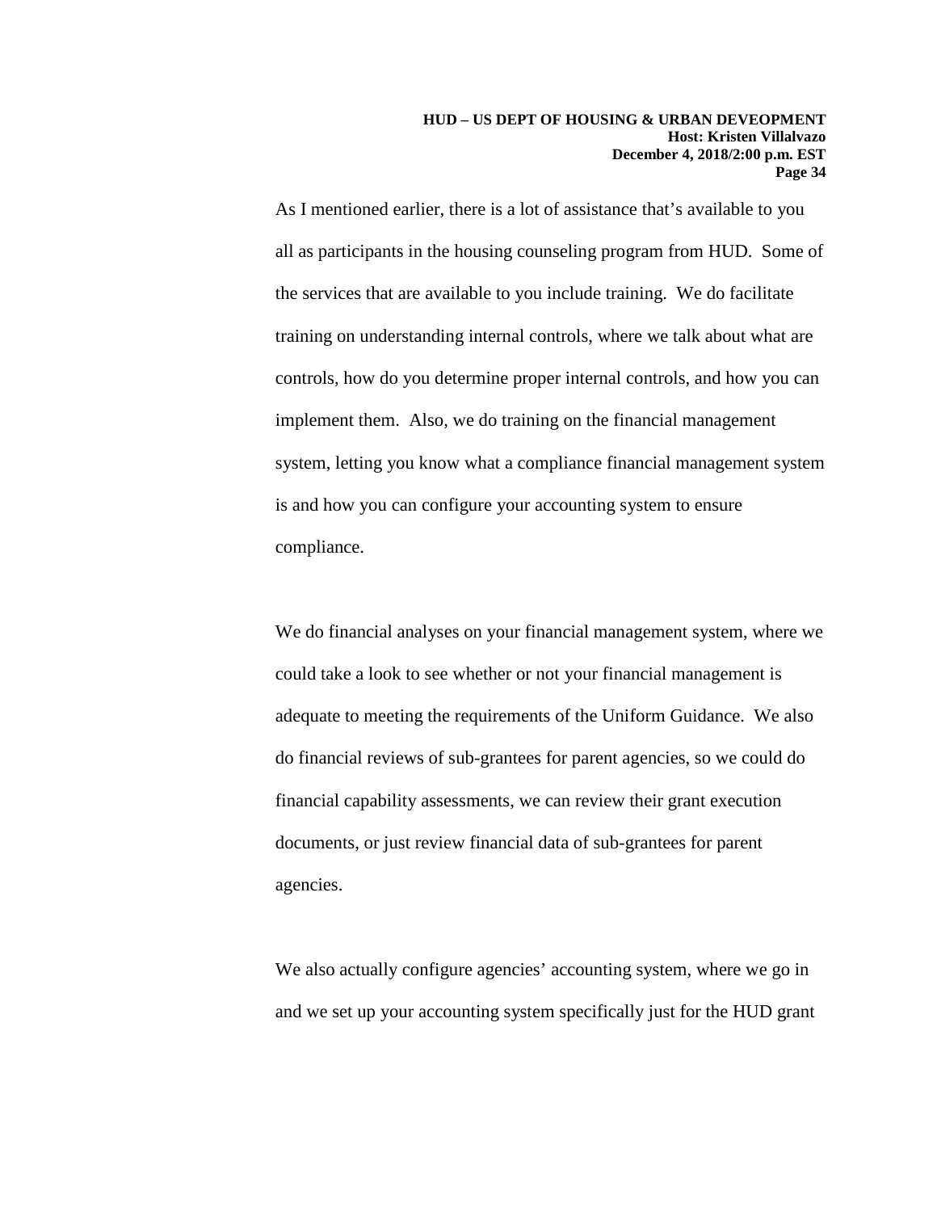As I mentioned earlier, there is a lot of assistance that's available to you all as participants in the housing counseling program from HUD. Some of the services that are available to you include training. We do facilitate training on understanding internal controls, where we talk about what are controls, how do you determine proper internal controls, and how you can implement them. Also, we do training on the financial management system, letting you know what a compliance financial management system is and how you can configure your accounting system to ensure compliance.

We do financial analyses on your financial management system, where we could take a look to see whether or not your financial management is adequate to meeting the requirements of the Uniform Guidance. We also do financial reviews of sub-grantees for parent agencies, so we could do financial capability assessments, we can review their grant execution documents, or just review financial data of sub-grantees for parent agencies.

We also actually configure agencies' accounting system, where we go in and we set up your accounting system specifically just for the HUD grant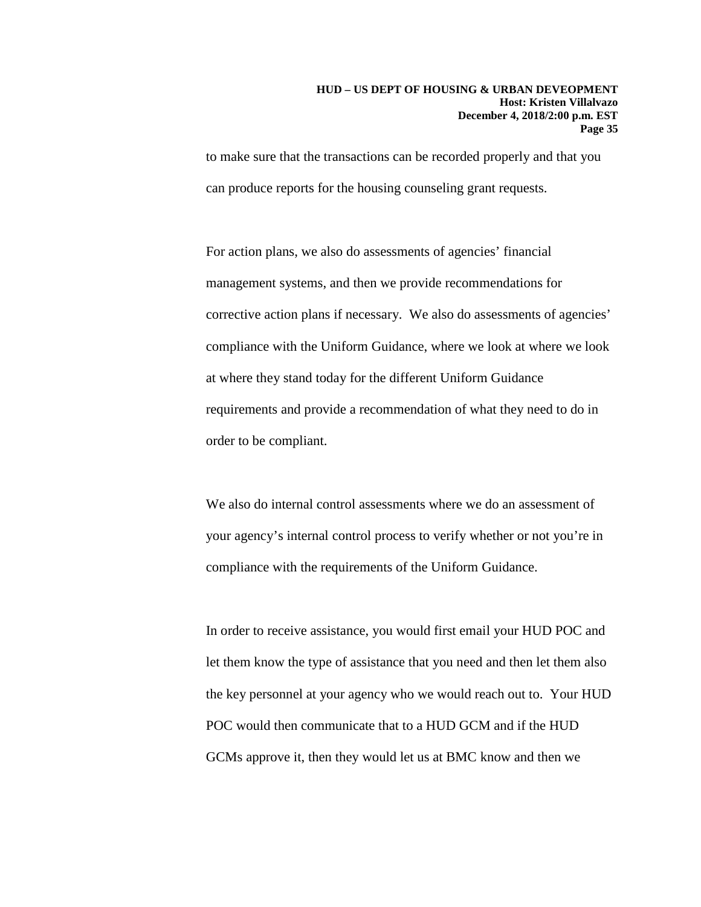to make sure that the transactions can be recorded properly and that you can produce reports for the housing counseling grant requests.

For action plans, we also do assessments of agencies' financial management systems, and then we provide recommendations for corrective action plans if necessary. We also do assessments of agencies' compliance with the Uniform Guidance, where we look at where we look at where they stand today for the different Uniform Guidance requirements and provide a recommendation of what they need to do in order to be compliant.

We also do internal control assessments where we do an assessment of your agency's internal control process to verify whether or not you're in compliance with the requirements of the Uniform Guidance.

In order to receive assistance, you would first email your HUD POC and let them know the type of assistance that you need and then let them also the key personnel at your agency who we would reach out to. Your HUD POC would then communicate that to a HUD GCM and if the HUD GCMs approve it, then they would let us at BMC know and then we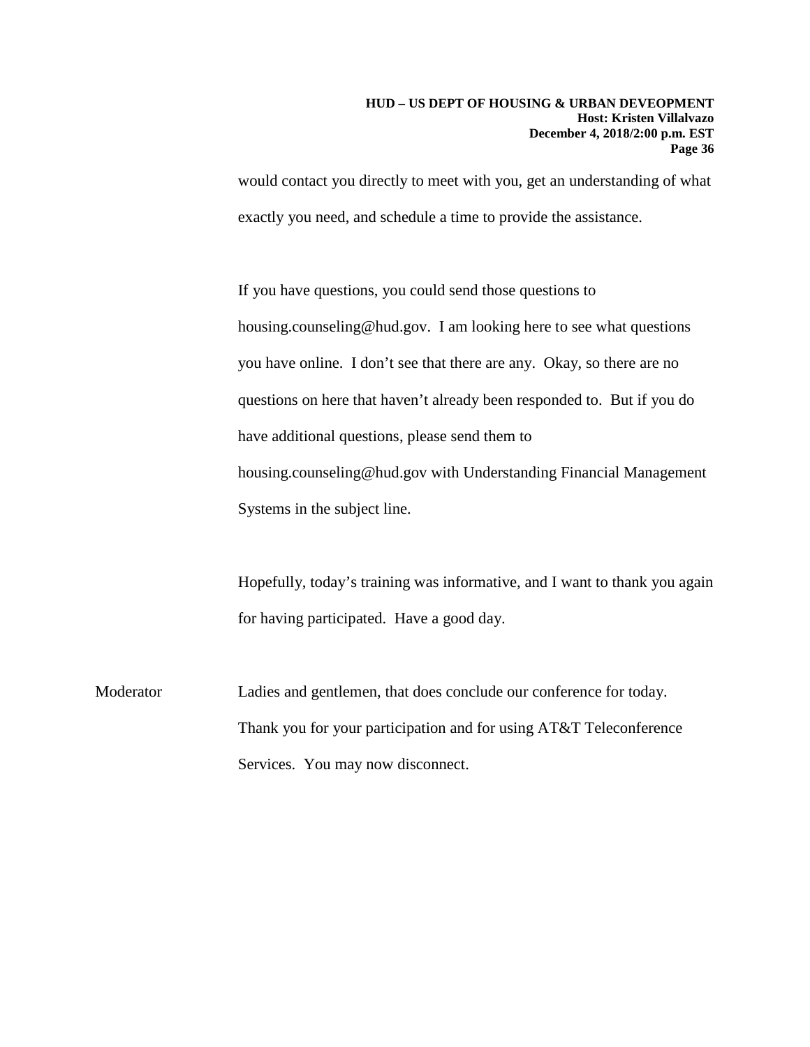would contact you directly to meet with you, get an understanding of what exactly you need, and schedule a time to provide the assistance.

If you have questions, you could send those questions to housing.counseling@hud.gov. I am looking here to see what questions you have online. I don't see that there are any. Okay, so there are no questions on here that haven't already been responded to. But if you do have additional questions, please send them to housing.counseling@hud.gov with Understanding Financial Management Systems in the subject line.

Hopefully, today's training was informative, and I want to thank you again for having participated. Have a good day.

Moderator Ladies and gentlemen, that does conclude our conference for today. Thank you for your participation and for using AT&T Teleconference Services. You may now disconnect.